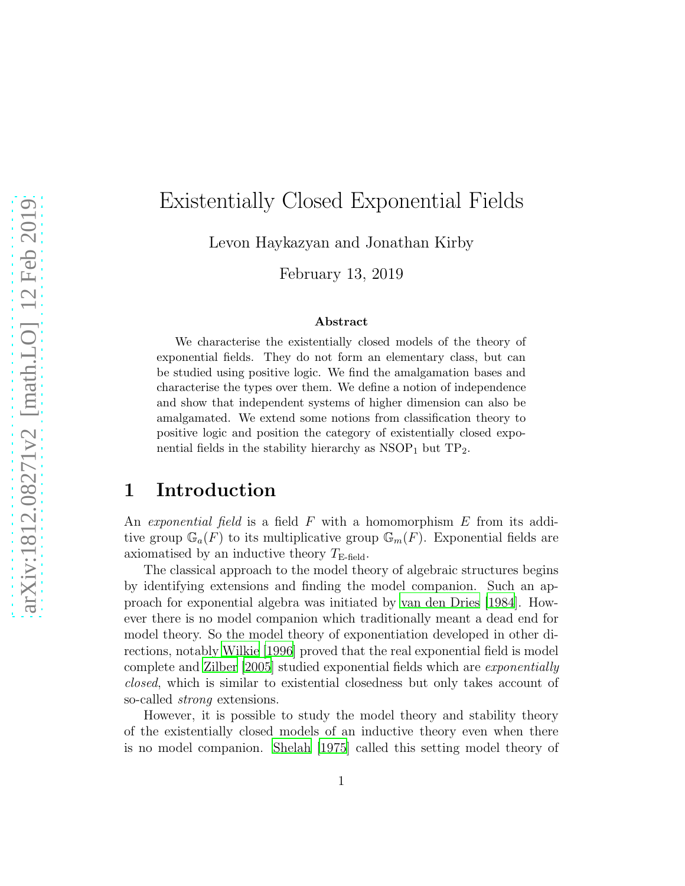# Existentially Closed Exponential Fields

Levon Haykazyan and Jonathan Kirby

February 13, 2019

### Abstract

We characterise the existentially closed models of the theory of exponential fields. They do not form an elementary class, but can be studied using positive logic. We find the amalgamation bases and characterise the types over them. We define a notion of independence and show that independent systems of higher dimension can also be amalgamated. We extend some notions from classification theory to positive logic and position the category of existentially closed exponential fields in the stability hierarchy as $\mathrm{NSOP}_1$ but $\mathrm{TP}_2$.

## 1 Introduction

An *exponential field* is a field $F$ with a homomorphism $E$ from its additive group $\mathbb{G}_a(F)$ to its multiplicative group $\mathbb{G}_m(F)$. Exponential fields are axiomatised by an inductive theory $T_{\text{E-field}}$.

The classical approach to the model theory of algebraic structures begins by identifying extensions and finding the model companion. Such an approach for exponential algebra was initiated by van den Dries [1984]. However there is no model companion which traditionally meant a dead end for model theory. So the model theory of exponentiation developed in other directions, notably Wilkie [1996] proved that the real exponential field is model complete and Zilber [2005] studied exponential fields which are *exponentially closed*, which is similar to existential closedness but only takes account of so-called *strong* extensions.

However, it is possible to study the model theory and stability theory of the existentially closed models of an inductive theory even when there is no model companion. Shelah [1975] called this setting model theory of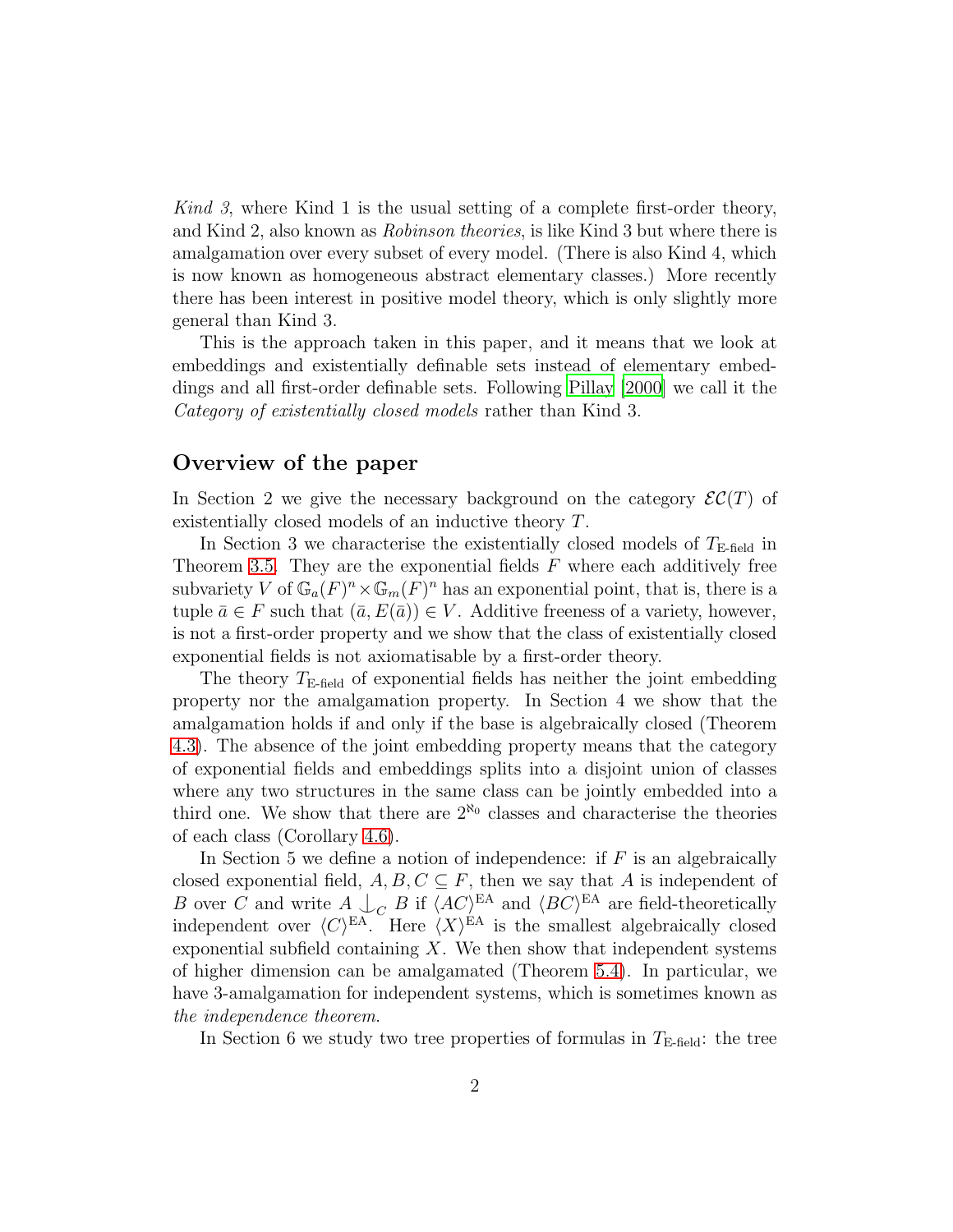*Kind 3*, where Kind 1 is the usual setting of a complete first-order theory, and Kind 2, also known as *Robinson theories*, is like Kind 3 but where there is amalgamation over every subset of every model. (There is also Kind 4, which is now known as homogeneous abstract elementary classes.) More recently there has been interest in positive model theory, which is only slightly more general than Kind 3.

This is the approach taken in this paper, and it means that we look at embeddings and existentially definable sets instead of elementary embeddings and all first-order definable sets. Following Pillay [2000] we call it the *Category of existentially closed models* rather than Kind 3.

## Overview of the paper

In Section 2 we give the necessary background on the category $\mathcal{EC}(T)$ of existentially closed models of an inductive theory $T$.

In Section 3 we characterise the existentially closed models of $T_{\text{E-field}}$ in Theorem 3.5. They are the exponential fields $F$ where each additively free subvariety $V$ of $\mathbb{G}_a(F)^n \times \mathbb{G}_m(F)^n$ has an exponential point, that is, there is a tuple $\bar{a} \in F$ such that $(\bar{a}, E(\bar{a})) \in V$. Additive freeness of a variety, however, is not a first-order property and we show that the class of existentially closed exponential fields is not axiomatisable by a first-order theory.

The theory $T_{\text{E-field}}$ of exponential fields has neither the joint embedding property nor the amalgamation property. In Section 4 we show that the amalgamation holds if and only if the base is algebraically closed (Theorem 4.3). The absence of the joint embedding property means that the category of exponential fields and embeddings splits into a disjoint union of classes where any two structures in the same class can be jointly embedded into a third one. We show that there are $2^{\aleph_0}$ classes and characterise the theories of each class (Corollary 4.6).

In Section 5 we define a notion of independence: if $F$ is an algebraically closed exponential field, $A, B, C \subseteq F$, then we say that $A$ is independent of $B$ over $C$ and write $A \mathop{\smile\!\!\!\!\!\,|}_C B$ if $\langle AC\rangle^{\text{EA}}$ and $\langle BC\rangle^{\text{EA}}$ are field-theoretically independent over $\langle C\rangle^{\text{EA}}$. Here $\langle X\rangle^{\text{EA}}$ is the smallest algebraically closed exponential subfield containing $X$. We then show that independent systems of higher dimension can be amalgamated (Theorem 5.4). In particular, we have 3-amalgamation for independent systems, which is sometimes known as *the independence theorem.*

In Section 6 we study two tree properties of formulas in $T_{\text{E-field}}$: the tree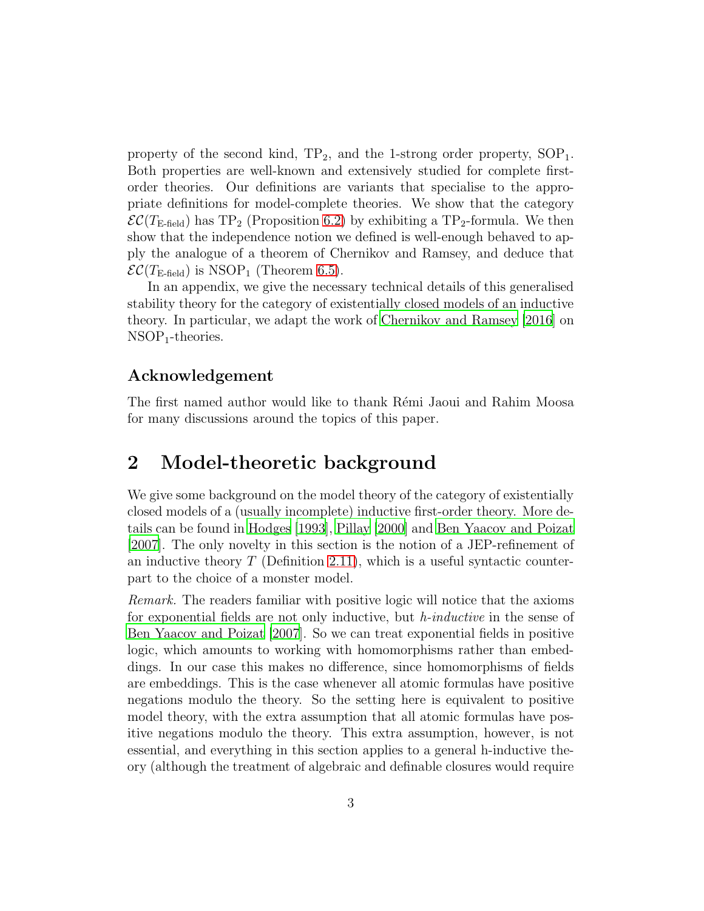property of the second kind, $\mathrm{TP}_2$, and the 1-strong order property, $\mathrm{SOP}_1$. Both properties are well-known and extensively studied for complete first-order theories. Our definitions are variants that specialise to the appropriate definitions for model-complete theories. We show that the category $\mathcal{EC}(T_{\text{E-field}})$ has $\mathrm{TP}_2$ (Proposition 6.2) by exhibiting a $\mathrm{TP}_2$-formula. We then show that the independence notion we defined is well-enough behaved to apply the analogue of a theorem of Chernikov and Ramsey, and deduce that $\mathcal{EC}(T_{\text{E-field}})$ is $\mathrm{NSOP}_1$ (Theorem 6.5).

In an appendix, we give the necessary technical details of this generalised stability theory for the category of existentially closed models of an inductive theory. In particular, we adapt the work of Chernikov and Ramsey [2016] on $\mathrm{NSOP}_1$-theories.

### Acknowledgement

The first named author would like to thank Rémi Jaoui and Rahim Moosa for many discussions around the topics of this paper.

## 2 Model-theoretic background

We give some background on the model theory of the category of existentially closed models of a (usually incomplete) inductive first-order theory. More details can be found in Hodges [1993], Pillay [2000] and Ben Yaacov and Poizat [2007]. The only novelty in this section is the notion of a JEP-refinement of an inductive theory $T$ (Definition 2.11), which is a useful syntactic counterpart to the choice of a monster model.

*Remark.* The readers familiar with positive logic will notice that the axioms for exponential fields are not only inductive, but *h-inductive* in the sense of Ben Yaacov and Poizat [2007]. So we can treat exponential fields in positive logic, which amounts to working with homomorphisms rather than embeddings. In our case this makes no difference, since homomorphisms of fields are embeddings. This is the case whenever all atomic formulas have positive negations modulo the theory. So the setting here is equivalent to positive model theory, with the extra assumption that all atomic formulas have positive negations modulo the theory. This extra assumption, however, is not essential, and everything in this section applies to a general h-inductive theory (although the treatment of algebraic and definable closures would require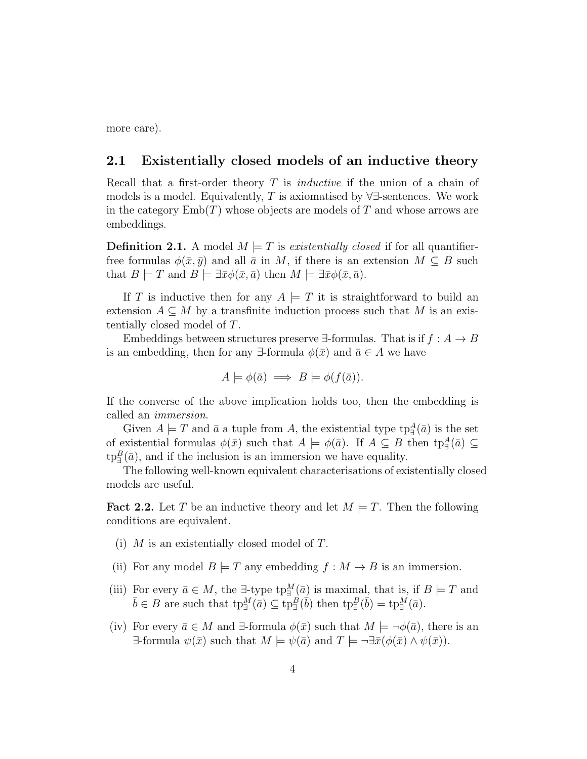more care).

## 2.1 Existentially closed models of an inductive theory

Recall that a first-order theory $T$ is *inductive* if the union of a chain of models is a model. Equivalently, $T$ is axiomatised by $\forall\exists$-sentences. We work in the category $\mathrm{Emb}(T)$ whose objects are models of $T$ and whose arrows are embeddings.

**Definition 2.1.** A model $M \models T$ is *existentially closed* if for all quantifier-free formulas $\phi(\bar{x}, \bar{y})$ and all $\bar{a}$ in $M$, if there is an extension $M \subseteq B$ such that $B \models T$ and $B \models \exists \bar{x}\phi(\bar{x}, \bar{a})$ then $M \models \exists \bar{x}\phi(\bar{x}, \bar{a})$.

If $T$ is inductive then for any $A \models T$ it is straightforward to build an extension $A \subseteq M$ by a transfinite induction process such that $M$ is an existentially closed model of $T$.

Embeddings between structures preserve $\exists$-formulas. That is if $f : A \to B$ is an embedding, then for any $\exists$-formula $\phi(\bar{x})$ and $\bar{a} \in A$ we have

$$A \models \phi(\bar{a}) \implies B \models \phi(f(\bar{a})).$$

If the converse of the above implication holds too, then the embedding is called an *immersion*.

Given $A \models T$ and $\bar{a}$ a tuple from $A$, the existential type $\mathrm{tp}^A_\exists(\bar{a})$ is the set of existential formulas $\phi(\bar{x})$ such that $A \models \phi(\bar{a})$. If $A \subseteq B$ then $\mathrm{tp}^A_\exists(\bar{a}) \subseteq \mathrm{tp}^B_\exists(\bar{a})$, and if the inclusion is an immersion we have equality.

The following well-known equivalent characterisations of existentially closed models are useful.

**Fact 2.2.** Let $T$ be an inductive theory and let $M \models T$. Then the following conditions are equivalent.

(i) $M$ is an existentially closed model of $T$.

(ii) For any model $B \models T$ any embedding $f : M \to B$ is an immersion.

(iii) For every $\bar{a} \in M$, the $\exists$-type $\mathrm{tp}^M_\exists(\bar{a})$ is maximal, that is, if $B \models T$ and $\bar{b} \in B$ are such that $\mathrm{tp}^M_\exists(\bar{a}) \subseteq \mathrm{tp}^B_\exists(\bar{b})$ then $\mathrm{tp}^B_\exists(\bar{b}) = \mathrm{tp}^M_\exists(\bar{a})$.

(iv) For every $\bar{a} \in M$ and $\exists$-formula $\phi(\bar{x})$ such that $M \models \neg\phi(\bar{a})$, there is an $\exists$-formula $\psi(\bar{x})$ such that $M \models \psi(\bar{a})$ and $T \models \neg\exists \bar{x}(\phi(\bar{x}) \wedge \psi(\bar{x}))$.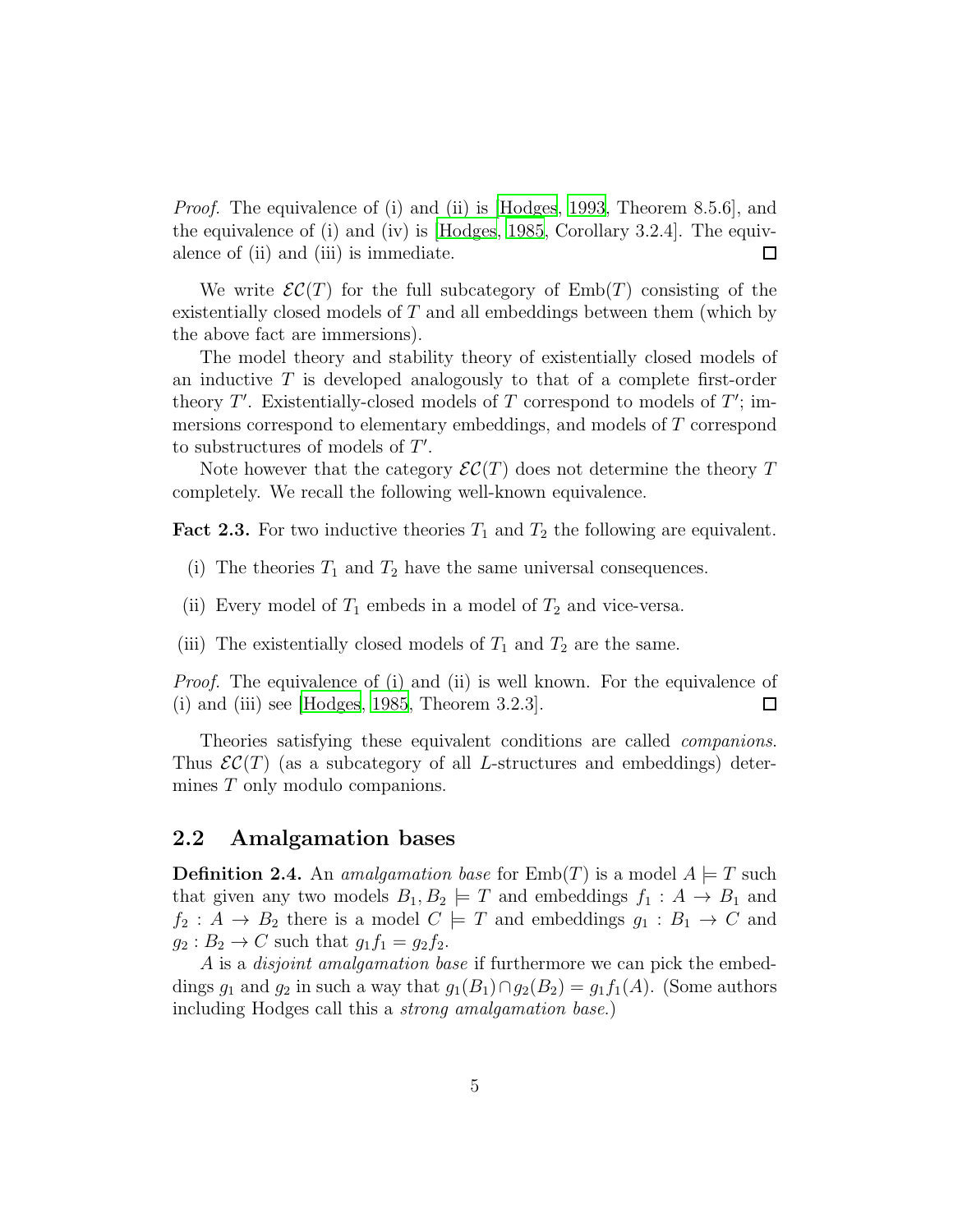*Proof.* The equivalence of (i) and (ii) is [Hodges, 1993, Theorem 8.5.6], and the equivalence of (i) and (iv) is [Hodges, 1985, Corollary 3.2.4]. The equivalence of (ii) and (iii) is immediate. □

We write $\mathcal{EC}(T)$ for the full subcategory of $\mathrm{Emb}(T)$ consisting of the existentially closed models of $T$ and all embeddings between them (which by the above fact are immersions).

The model theory and stability theory of existentially closed models of an inductive $T$ is developed analogously to that of a complete first-order theory $T'$. Existentially-closed models of $T$ correspond to models of $T'$; immersions correspond to elementary embeddings, and models of $T$ correspond to substructures of models of $T'$.

Note however that the category $\mathcal{EC}(T)$ does not determine the theory $T$ completely. We recall the following well-known equivalence.

**Fact 2.3.** For two inductive theories $T_1$ and $T_2$ the following are equivalent.

(i) The theories $T_1$ and $T_2$ have the same universal consequences.

(ii) Every model of $T_1$ embeds in a model of $T_2$ and vice-versa.

(iii) The existentially closed models of $T_1$ and $T_2$ are the same.

*Proof.* The equivalence of (i) and (ii) is well known. For the equivalence of (i) and (iii) see [Hodges, 1985, Theorem 3.2.3]. □

Theories satisfying these equivalent conditions are called *companions*. Thus $\mathcal{EC}(T)$ (as a subcategory of all $L$-structures and embeddings) determines $T$ only modulo companions.

## 2.2 Amalgamation bases

**Definition 2.4.** An *amalgamation base* for $\mathrm{Emb}(T)$ is a model $A \models T$ such that given any two models $B_1, B_2 \models T$ and embeddings $f_1 : A \to B_1$ and $f_2 : A \to B_2$ there is a model $C \models T$ and embeddings $g_1 : B_1 \to C$ and $g_2 : B_2 \to C$ such that $g_1 f_1 = g_2 f_2$.

$A$ is a *disjoint amalgamation base* if furthermore we can pick the embeddings $g_1$ and $g_2$ in such a way that $g_1(B_1) \cap g_2(B_2) = g_1 f_1(A)$. (Some authors including Hodges call this a *strong amalgamation base*.)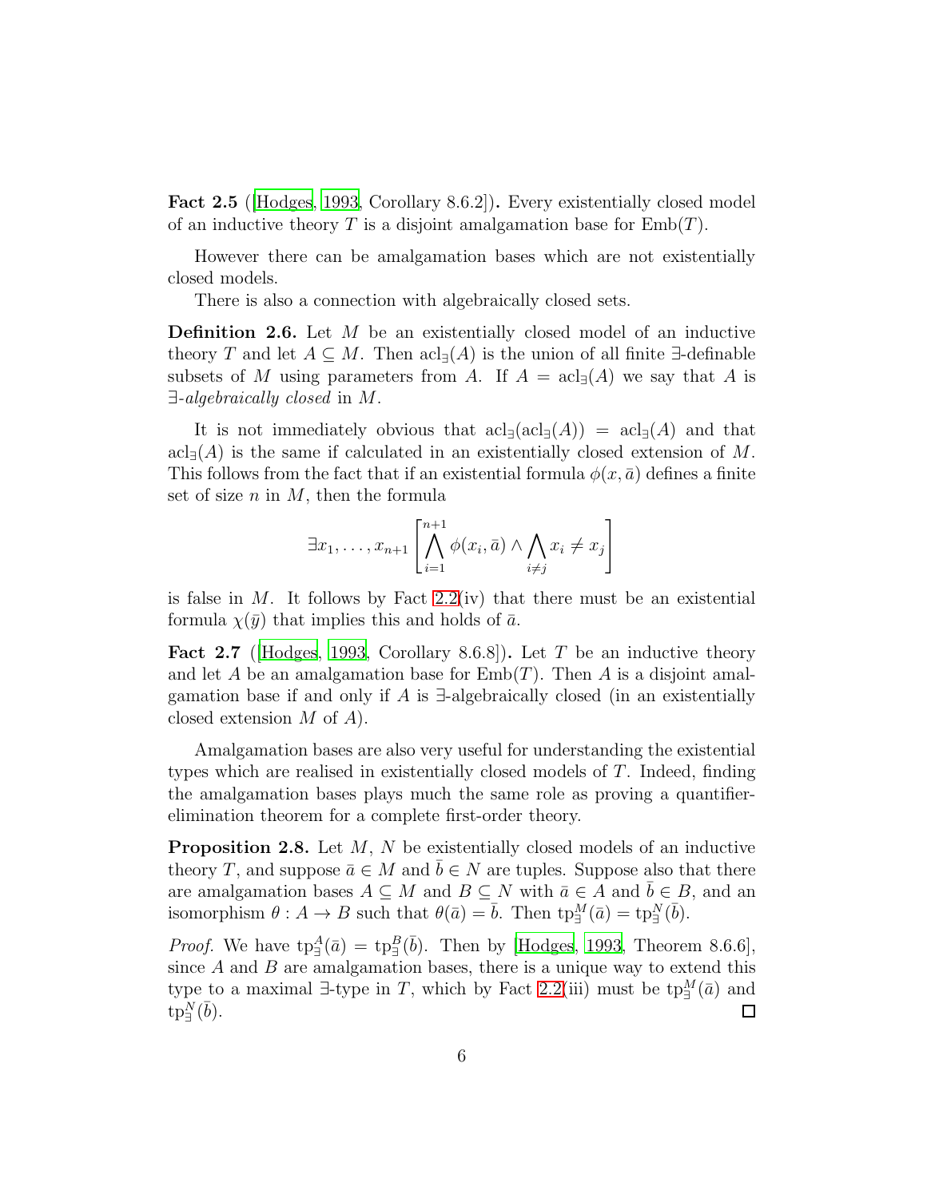**Fact 2.5** ([Hodges, 1993, Corollary 8.6.2])**.** Every existentially closed model of an inductive theory $T$ is a disjoint amalgamation base for $\mathrm{Emb}(T)$.

However there can be amalgamation bases which are not existentially closed models.

There is also a connection with algebraically closed sets.

**Definition 2.6.** Let $M$ be an existentially closed model of an inductive theory $T$ and let $A \subseteq M$. Then $\mathrm{acl}_\exists(A)$ is the union of all finite $\exists$-definable subsets of $M$ using parameters from $A$. If $A = \mathrm{acl}_\exists(A)$ we say that $A$ is *$\exists$-algebraically closed* in $M$.

It is not immediately obvious that $\mathrm{acl}_\exists(\mathrm{acl}_\exists(A)) = \mathrm{acl}_\exists(A)$ and that $\mathrm{acl}_\exists(A)$ is the same if calculated in an existentially closed extension of $M$. This follows from the fact that if an existential formula $\phi(x, \bar{a})$ defines a finite set of size $n$ in $M$, then the formula

$$\exists x_1, \ldots, x_{n+1} \left[ \bigwedge_{i=1}^{n+1} \phi(x_i, \bar{a}) \wedge \bigwedge_{i \neq j} x_i \neq x_j \right]$$

is false in $M$. It follows by Fact 2.2(iv) that there must be an existential formula $\chi(\bar{y})$ that implies this and holds of $\bar{a}$.

**Fact 2.7** ([Hodges, 1993, Corollary 8.6.8])**.** Let $T$ be an inductive theory and let $A$ be an amalgamation base for $\mathrm{Emb}(T)$. Then $A$ is a disjoint amalgamation base if and only if $A$ is $\exists$-algebraically closed (in an existentially closed extension $M$ of $A$).

Amalgamation bases are also very useful for understanding the existential types which are realised in existentially closed models of $T$. Indeed, finding the amalgamation bases plays much the same role as proving a quantifier-elimination theorem for a complete first-order theory.

**Proposition 2.8.** Let $M$, $N$ be existentially closed models of an inductive theory $T$, and suppose $\bar{a} \in M$ and $\bar{b} \in N$ are tuples. Suppose also that there are amalgamation bases $A \subseteq M$ and $B \subseteq N$ with $\bar{a} \in A$ and $\bar{b} \in B$, and an isomorphism $\theta : A \to B$ such that $\theta(\bar{a}) = \bar{b}$. Then $\mathrm{tp}_\exists^M(\bar{a}) = \mathrm{tp}_\exists^N(\bar{b})$.

*Proof.* We have $\mathrm{tp}_\exists^A(\bar{a}) = \mathrm{tp}_\exists^B(\bar{b})$. Then by [Hodges, 1993, Theorem 8.6.6], since $A$ and $B$ are amalgamation bases, there is a unique way to extend this type to a maximal $\exists$-type in $T$, which by Fact 2.2(iii) must be $\mathrm{tp}_\exists^M(\bar{a})$ and $\mathrm{tp}_\exists^N(\bar{b})$. ∎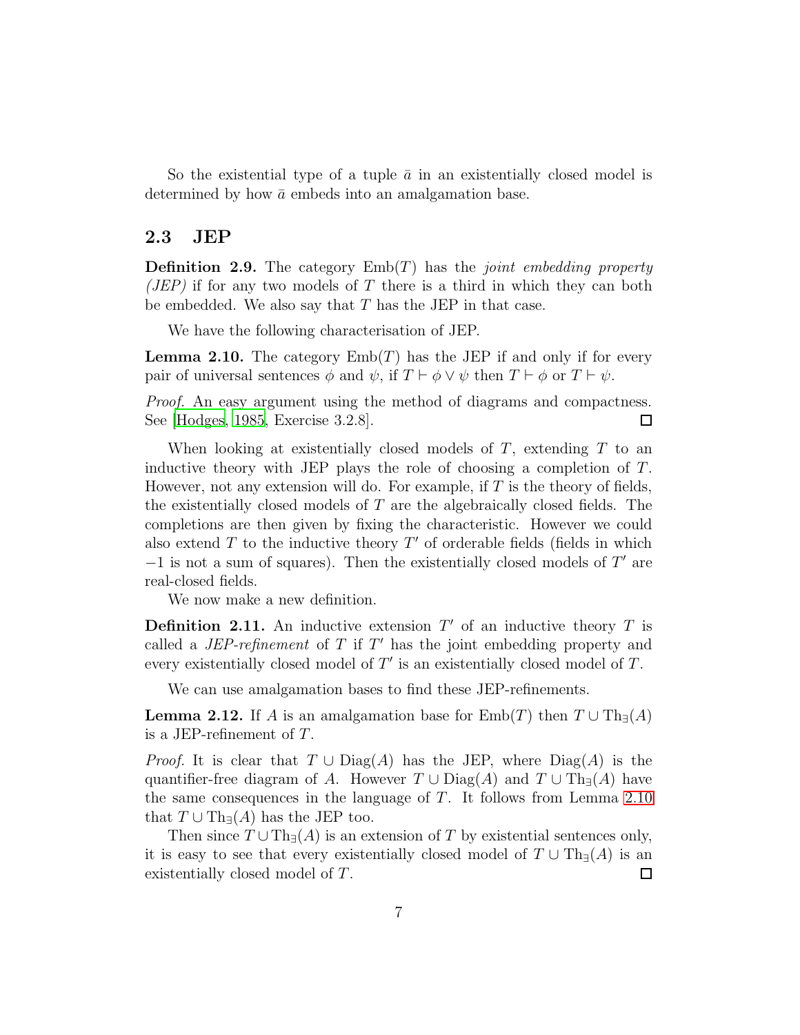So the existential type of a tuple $\bar{a}$ in an existentially closed model is determined by how $\bar{a}$ embeds into an amalgamation base.

## 2.3 JEP

**Definition 2.9.** The category $\mathrm{Emb}(T)$ has the *joint embedding property (JEP)* if for any two models of $T$ there is a third in which they can both be embedded. We also say that $T$ has the JEP in that case.

We have the following characterisation of JEP.

**Lemma 2.10.** The category $\mathrm{Emb}(T)$ has the JEP if and only if for every pair of universal sentences $\phi$ and $\psi$, if $T \vdash \phi \vee \psi$ then $T \vdash \phi$ or $T \vdash \psi$.

*Proof.* An easy argument using the method of diagrams and compactness. See [Hodges, 1985, Exercise 3.2.8]. □

When looking at existentially closed models of $T$, extending $T$ to an inductive theory with JEP plays the role of choosing a completion of $T$. However, not any extension will do. For example, if $T$ is the theory of fields, the existentially closed models of $T$ are the algebraically closed fields. The completions are then given by fixing the characteristic. However we could also extend $T$ to the inductive theory $T'$ of orderable fields (fields in which $-1$ is not a sum of squares). Then the existentially closed models of $T'$ are real-closed fields.

We now make a new definition.

**Definition 2.11.** An inductive extension $T'$ of an inductive theory $T$ is called a *JEP-refinement* of $T$ if $T'$ has the joint embedding property and every existentially closed model of $T'$ is an existentially closed model of $T$.

We can use amalgamation bases to find these JEP-refinements.

**Lemma 2.12.** If $A$ is an amalgamation base for $\mathrm{Emb}(T)$ then $T \cup \mathrm{Th}_{\exists}(A)$ is a JEP-refinement of $T$.

*Proof.* It is clear that $T \cup \mathrm{Diag}(A)$ has the JEP, where $\mathrm{Diag}(A)$ is the quantifier-free diagram of $A$. However $T \cup \mathrm{Diag}(A)$ and $T \cup \mathrm{Th}_{\exists}(A)$ have the same consequences in the language of $T$. It follows from Lemma 2.10 that $T \cup \mathrm{Th}_{\exists}(A)$ has the JEP too.

Then since $T \cup \mathrm{Th}_{\exists}(A)$ is an extension of $T$ by existential sentences only, it is easy to see that every existentially closed model of $T \cup \mathrm{Th}_{\exists}(A)$ is an existentially closed model of $T$. □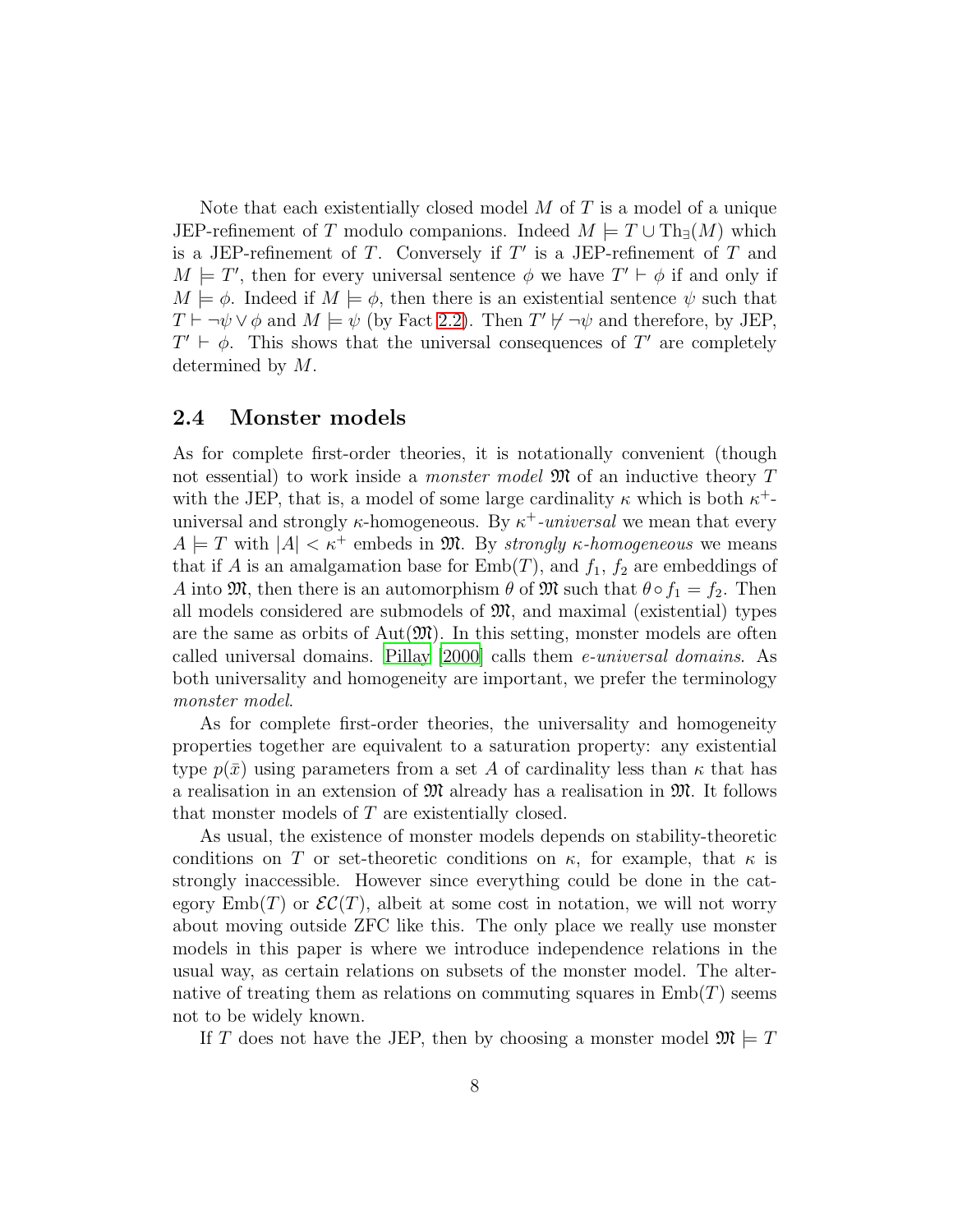Note that each existentially closed model $M$ of $T$ is a model of a unique JEP-refinement of $T$ modulo companions. Indeed $M \models T \cup \mathrm{Th}_\exists(M)$ which is a JEP-refinement of $T$. Conversely if $T'$ is a JEP-refinement of $T$ and $M \models T'$, then for every universal sentence $\phi$ we have $T' \vdash \phi$ if and only if $M \models \phi$. Indeed if $M \models \phi$, then there is an existential sentence $\psi$ such that $T \vdash \neg\psi \vee \phi$ and $M \models \psi$ (by Fact 2.2). Then $T' \not\vdash \neg\psi$ and therefore, by JEP, $T' \vdash \phi$. This shows that the universal consequences of $T'$ are completely determined by $M$.

## 2.4 Monster models

As for complete first-order theories, it is notationally convenient (though not essential) to work inside a *monster model* $\mathfrak{M}$ of an inductive theory $T$ with the JEP, that is, a model of some large cardinality $\kappa$ which is both $\kappa^+$-universal and strongly $\kappa$-homogeneous. By $\kappa^+$*-universal* we mean that every $A \models T$ with $|A| < \kappa^+$ embeds in $\mathfrak{M}$. By *strongly* $\kappa$*-homogeneous* we means that if $A$ is an amalgamation base for $\mathrm{Emb}(T)$, and $f_1$, $f_2$ are embeddings of $A$ into $\mathfrak{M}$, then there is an automorphism $\theta$ of $\mathfrak{M}$ such that $\theta \circ f_1 = f_2$. Then all models considered are submodels of $\mathfrak{M}$, and maximal (existential) types are the same as orbits of $\mathrm{Aut}(\mathfrak{M})$. In this setting, monster models are often called universal domains. Pillay [2000] calls them *e-universal domains*. As both universality and homogeneity are important, we prefer the terminology *monster model*.

As for complete first-order theories, the universality and homogeneity properties together are equivalent to a saturation property: any existential type $p(\bar{x})$ using parameters from a set $A$ of cardinality less than $\kappa$ that has a realisation in an extension of $\mathfrak{M}$ already has a realisation in $\mathfrak{M}$. It follows that monster models of $T$ are existentially closed.

As usual, the existence of monster models depends on stability-theoretic conditions on $T$ or set-theoretic conditions on $\kappa$, for example, that $\kappa$ is strongly inaccessible. However since everything could be done in the category $\mathrm{Emb}(T)$ or $\mathcal{EC}(T)$, albeit at some cost in notation, we will not worry about moving outside ZFC like this. The only place we really use monster models in this paper is where we introduce independence relations in the usual way, as certain relations on subsets of the monster model. The alternative of treating them as relations on commuting squares in $\mathrm{Emb}(T)$ seems not to be widely known.

If $T$ does not have the JEP, then by choosing a monster model $\mathfrak{M} \models T$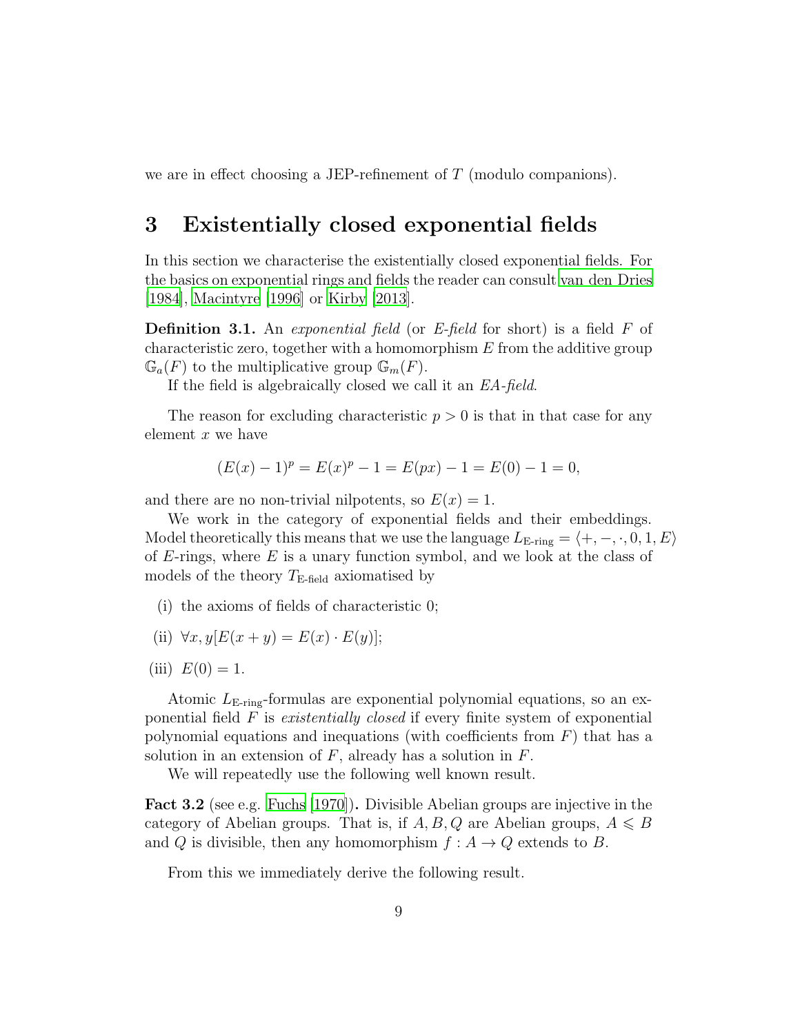we are in effect choosing a JEP-refinement of $T$ (modulo companions).

# 3 Existentially closed exponential fields

In this section we characterise the existentially closed exponential fields. For the basics on exponential rings and fields the reader can consult van den Dries [1984], Macintyre [1996] or Kirby [2013].

**Definition 3.1.** An *exponential field* (or *E-field* for short) is a field $F$ of characteristic zero, together with a homomorphism $E$ from the additive group $\mathbb{G}_a(F)$ to the multiplicative group $\mathbb{G}_m(F)$.

If the field is algebraically closed we call it an *EA-field*.

The reason for excluding characteristic $p > 0$ is that in that case for any element $x$ we have

$$(E(x) - 1)^p = E(x)^p - 1 = E(px) - 1 = E(0) - 1 = 0,$$

and there are no non-trivial nilpotents, so $E(x) = 1$.

We work in the category of exponential fields and their embeddings. Model theoretically this means that we use the language $L_{\text{E-ring}} = \langle +, -, \cdot, 0, 1, E \rangle$ of $E$-rings, where $E$ is a unary function symbol, and we look at the class of models of the theory $T_{\text{E-field}}$ axiomatised by

(i) the axioms of fields of characteristic 0;

(ii) $\forall x, y[E(x + y) = E(x) \cdot E(y)]$;

(iii) $E(0) = 1$.

Atomic $L_{\text{E-ring}}$-formulas are exponential polynomial equations, so an exponential field $F$ is *existentially closed* if every finite system of exponential polynomial equations and inequations (with coefficients from $F$) that has a solution in an extension of $F$, already has a solution in $F$.

We will repeatedly use the following well known result.

**Fact 3.2** (see e.g. Fuchs [1970])**.** Divisible Abelian groups are injective in the category of Abelian groups. That is, if $A, B, Q$ are Abelian groups, $A \leqslant B$ and $Q$ is divisible, then any homomorphism $f : A \to Q$ extends to $B$.

From this we immediately derive the following result.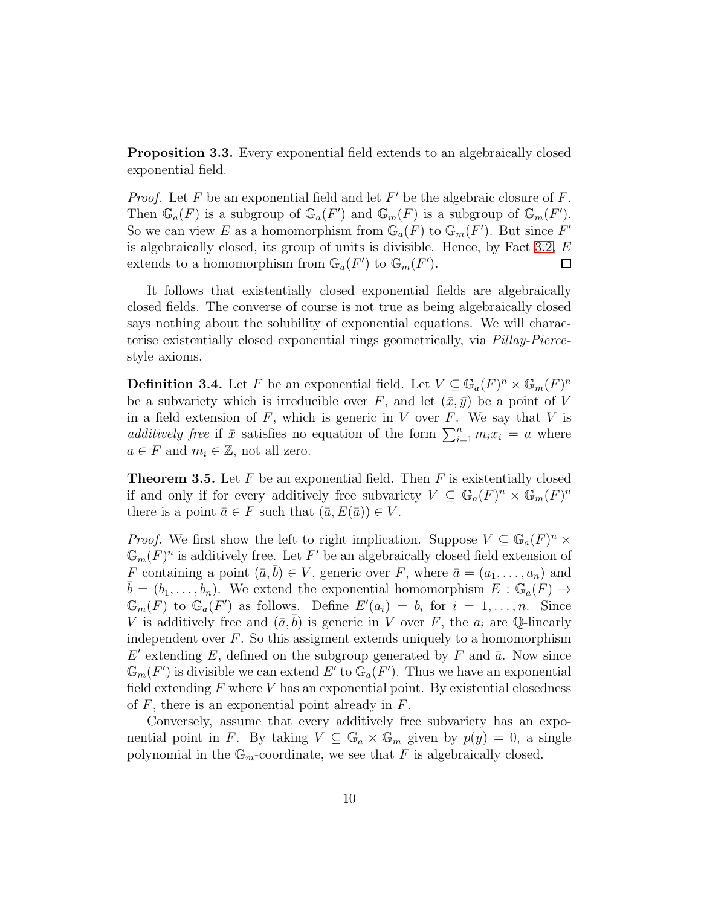**Proposition 3.3.** Every exponential field extends to an algebraically closed exponential field.

*Proof.* Let $F$ be an exponential field and let $F'$ be the algebraic closure of $F$. Then $\mathbb{G}_a(F)$ is a subgroup of $\mathbb{G}_a(F')$ and $\mathbb{G}_m(F)$ is a subgroup of $\mathbb{G}_m(F')$. So we can view $E$ as a homomorphism from $\mathbb{G}_a(F)$ to $\mathbb{G}_m(F')$. But since $F'$ is algebraically closed, its group of units is divisible. Hence, by Fact 3.2, $E$ extends to a homomorphism from $\mathbb{G}_a(F')$ to $\mathbb{G}_m(F')$. □

It follows that existentially closed exponential fields are algebraically closed fields. The converse of course is not true as being algebraically closed says nothing about the solubility of exponential equations. We will characterise existentially closed exponential rings geometrically, via *Pillay-Pierce*-style axioms.

**Definition 3.4.** Let $F$ be an exponential field. Let $V \subseteq \mathbb{G}_a(F)^n \times \mathbb{G}_m(F)^n$ be a subvariety which is irreducible over $F$, and let $(\bar{x}, \bar{y})$ be a point of $V$ in a field extension of $F$, which is generic in $V$ over $F$. We say that $V$ is *additively free* if $\bar{x}$ satisfies no equation of the form $\sum_{i=1}^{n} m_i x_i = a$ where $a \in F$ and $m_i \in \mathbb{Z}$, not all zero.

**Theorem 3.5.** Let $F$ be an exponential field. Then $F$ is existentially closed if and only if for every additively free subvariety $V \subseteq \mathbb{G}_a(F)^n \times \mathbb{G}_m(F)^n$ there is a point $\bar{a} \in F$ such that $(\bar{a}, E(\bar{a})) \in V$.

*Proof.* We first show the left to right implication. Suppose $V \subseteq \mathbb{G}_a(F)^n \times \mathbb{G}_m(F)^n$ is additively free. Let $F'$ be an algebraically closed field extension of $F$ containing a point $(\bar{a}, \bar{b}) \in V$, generic over $F$, where $\bar{a} = (a_1, \ldots, a_n)$ and $\bar{b} = (b_1, \ldots, b_n)$. We extend the exponential homomorphism $E : \mathbb{G}_a(F) \to \mathbb{G}_m(F)$ to $\mathbb{G}_a(F')$ as follows. Define $E'(a_i) = b_i$ for $i = 1, \ldots, n$. Since $V$ is additively free and $(\bar{a}, \bar{b})$ is generic in $V$ over $F$, the $a_i$ are $\mathbb{Q}$-linearly independent over $F$. So this assignment extends uniquely to a homomorphism $E'$ extending $E$, defined on the subgroup generated by $F$ and $\bar{a}$. Now since $\mathbb{G}_m(F')$ is divisible we can extend $E'$ to $\mathbb{G}_a(F')$. Thus we have an exponential field extending $F$ where $V$ has an exponential point. By existential closedness of $F$, there is an exponential point already in $F$.

Conversely, assume that every additively free subvariety has an exponential point in $F$. By taking $V \subseteq \mathbb{G}_a \times \mathbb{G}_m$ given by $p(y) = 0$, a single polynomial in the $\mathbb{G}_m$-coordinate, we see that $F$ is algebraically closed.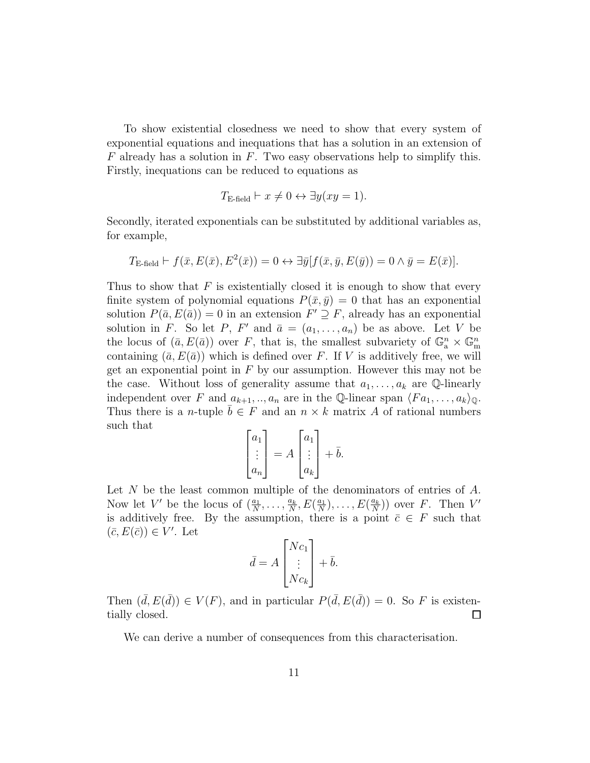To show existential closedness we need to show that every system of exponential equations and inequations that has a solution in an extension of $F$ already has a solution in $F$. Two easy observations help to simplify this. Firstly, inequations can be reduced to equations as

$$T_{\text{E-field}} \vdash x \neq 0 \leftrightarrow \exists y(xy = 1).$$

Secondly, iterated exponentials can be substituted by additional variables as, for example,

$$T_{\text{E-field}} \vdash f(\bar{x}, E(\bar{x}), E^2(\bar{x})) = 0 \leftrightarrow \exists \bar{y}[f(\bar{x}, \bar{y}, E(\bar{y})) = 0 \wedge \bar{y} = E(\bar{x})].$$

Thus to show that $F$ is existentially closed it is enough to show that every finite system of polynomial equations $P(\bar{x}, \bar{y}) = 0$ that has an exponential solution $P(\bar{a}, E(\bar{a})) = 0$ in an extension $F' \supseteq F$, already has an exponential solution in $F$. So let $P$, $F'$ and $\bar{a} = (a_1, \dots, a_n)$ be as above. Let $V$ be the locus of $(\bar{a}, E(\bar{a}))$ over $F$, that is, the smallest subvariety of $\mathbb{G}_\text{a}^n \times \mathbb{G}_\text{m}^n$ containing $(\bar{a}, E(\bar{a}))$ which is defined over $F$. If $V$ is additively free, we will get an exponential point in $F$ by our assumption. However this may not be the case. Without loss of generality assume that $a_1, \dots, a_k$ are $\mathbb{Q}$-linearly independent over $F$ and $a_{k+1}, .., a_n$ are in the $\mathbb{Q}$-linear span $\langle F a_1, \dots, a_k \rangle_{\mathbb{Q}}$. Thus there is a $n$-tuple $\bar{b} \in F$ and an $n \times k$ matrix $A$ of rational numbers such that

$$\begin{bmatrix} a_1 \\ \vdots \\ a_n \end{bmatrix} = A \begin{bmatrix} a_1 \\ \vdots \\ a_k \end{bmatrix} + \bar{b}.$$

Let $N$ be the least common multiple of the denominators of entries of $A$. Now let $V'$ be the locus of $(\frac{a_1}{N}, \dots, \frac{a_k}{N}, E(\frac{a_1}{N}), \dots, E(\frac{a_k}{N}))$ over $F$. Then $V'$ is additively free. By the assumption, there is a point $\bar{c} \in F$ such that $(\bar{c}, E(\bar{c})) \in V'$. Let

$$\bar{d} = A \begin{bmatrix} Nc_1 \\ \vdots \\ Nc_k \end{bmatrix} + \bar{b}.$$

Then $(\bar{d}, E(\bar{d})) \in V(F)$, and in particular $P(\bar{d}, E(\bar{d})) = 0$. So $F$ is existentially closed. $\square$

We can derive a number of consequences from this characterisation.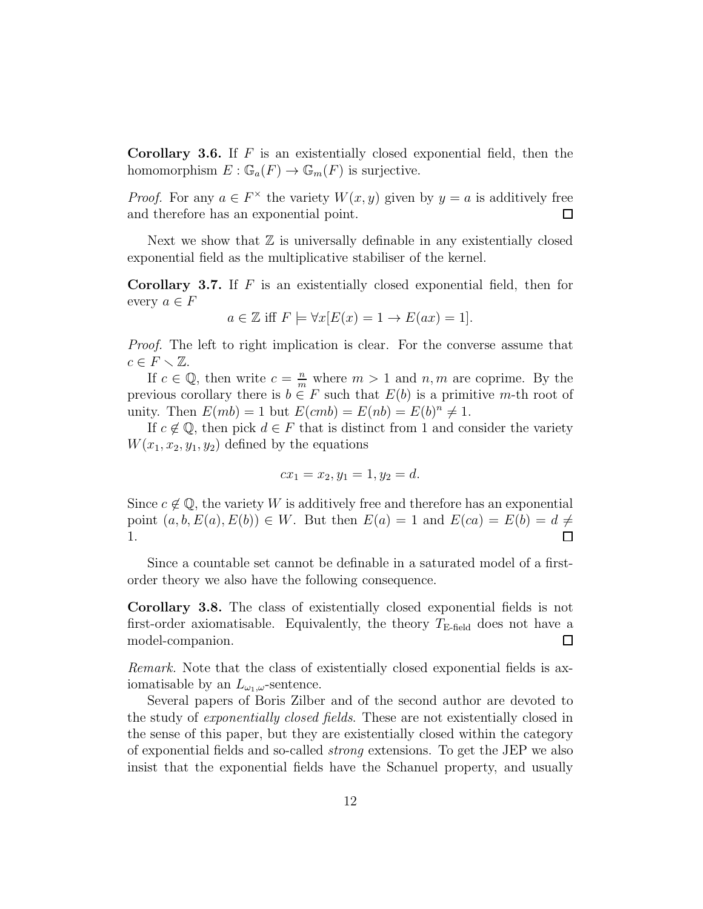**Corollary 3.6.** If $F$ is an existentially closed exponential field, then the homomorphism $E : \mathbb{G}_a(F) \to \mathbb{G}_m(F)$ is surjective.

*Proof.* For any $a \in F^\times$ the variety $W(x, y)$ given by $y = a$ is additively free and therefore has an exponential point. $\square$

Next we show that $\mathbb{Z}$ is universally definable in any existentially closed exponential field as the multiplicative stabiliser of the kernel.

**Corollary 3.7.** If $F$ is an existentially closed exponential field, then for every $a \in F$

$$a \in \mathbb{Z} \text{ iff } F \models \forall x[E(x) = 1 \to E(ax) = 1].$$

*Proof.* The left to right implication is clear. For the converse assume that $c \in F \setminus \mathbb{Z}$.

If $c \in \mathbb{Q}$, then write $c = \frac{n}{m}$ where $m > 1$ and $n, m$ are coprime. By the previous corollary there is $b \in F$ such that $E(b)$ is a primitive $m$-th root of unity. Then $E(mb) = 1$ but $E(cmb) = E(nb) = E(b)^n \neq 1$.

If $c \notin \mathbb{Q}$, then pick $d \in F$ that is distinct from 1 and consider the variety $W(x_1, x_2, y_1, y_2)$ defined by the equations

$$cx_1 = x_2, y_1 = 1, y_2 = d.$$

Since $c \notin \mathbb{Q}$, the variety $W$ is additively free and therefore has an exponential point $(a, b, E(a), E(b)) \in W$. But then $E(a) = 1$ and $E(ca) = E(b) = d \neq 1$. $\square$

Since a countable set cannot be definable in a saturated model of a first-order theory we also have the following consequence.

**Corollary 3.8.** The class of existentially closed exponential fields is not first-order axiomatisable. Equivalently, the theory $T_{\text{E-field}}$ does not have a model-companion. $\square$

*Remark.* Note that the class of existentially closed exponential fields is axiomatisable by an $L_{\omega_1,\omega}$-sentence.

Several papers of Boris Zilber and of the second author are devoted to the study of *exponentially closed fields*. These are not existentially closed in the sense of this paper, but they are existentially closed within the category of exponential fields and so-called *strong* extensions. To get the JEP we also insist that the exponential fields have the Schanuel property, and usually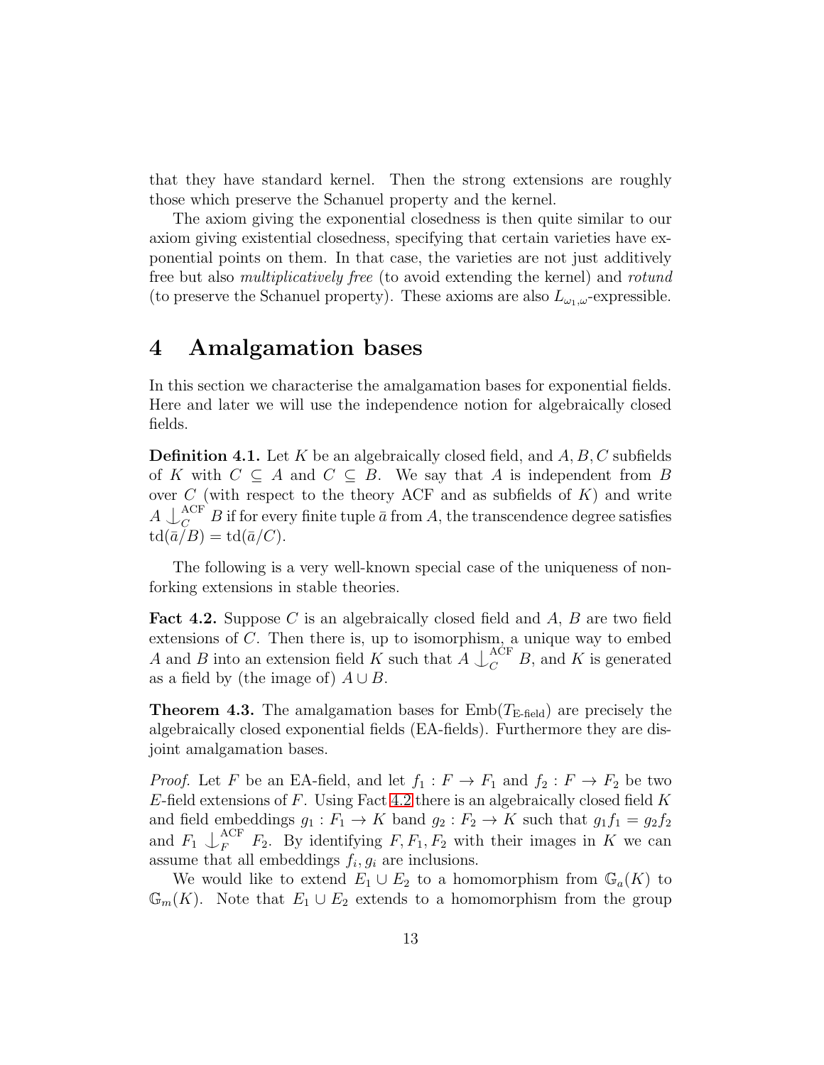that they have standard kernel. Then the strong extensions are roughly those which preserve the Schanuel property and the kernel.

The axiom giving the exponential closedness is then quite similar to our axiom giving existential closedness, specifying that certain varieties have exponential points on them. In that case, the varieties are not just additively free but also *multiplicatively free* (to avoid extending the kernel) and *rotund* (to preserve the Schanuel property). These axioms are also $L_{\omega_1,\omega}$-expressible.

# 4 Amalgamation bases

In this section we characterise the amalgamation bases for exponential fields. Here and later we will use the independence notion for algebraically closed fields.

**Definition 4.1.** Let $K$ be an algebraically closed field, and $A, B, C$ subfields of $K$ with $C \subseteq A$ and $C \subseteq B$. We say that $A$ is independent from $B$ over $C$ (with respect to the theory ACF and as subfields of $K$) and write $A \mathop{\smile\!\!\!\!\!\!\vert\,}_C^{\mathrm{ACF}} B$ if for every finite tuple $\bar{a}$ from $A$, the transcendence degree satisfies $\mathrm{td}(\bar{a}/B) = \mathrm{td}(\bar{a}/C)$.

The following is a very well-known special case of the uniqueness of non-forking extensions in stable theories.

**Fact 4.2.** Suppose $C$ is an algebraically closed field and $A$, $B$ are two field extensions of $C$. Then there is, up to isomorphism, a unique way to embed $A$ and $B$ into an extension field $K$ such that $A \mathop{\smile\!\!\!\!\!\!\vert\,}_C^{\mathrm{ACF}} B$, and $K$ is generated as a field by (the image of) $A \cup B$.

**Theorem 4.3.** The amalgamation bases for $\mathrm{Emb}(T_{\text{E-field}})$ are precisely the algebraically closed exponential fields (EA-fields). Furthermore they are disjoint amalgamation bases.

*Proof.* Let $F$ be an EA-field, and let $f_1 : F \to F_1$ and $f_2 : F \to F_2$ be two $E$-field extensions of $F$. Using Fact 4.2 there is an algebraically closed field $K$ and field embeddings $g_1 : F_1 \to K$ band $g_2 : F_2 \to K$ such that $g_1 f_1 = g_2 f_2$ and $F_1 \mathop{\smile\!\!\!\!\!\!\vert\,}_F^{\mathrm{ACF}} F_2$. By identifying $F, F_1, F_2$ with their images in $K$ we can assume that all embeddings $f_i, g_i$ are inclusions.

We would like to extend $E_1 \cup E_2$ to a homomorphism from $\mathbb{G}_a(K)$ to $\mathbb{G}_m(K)$. Note that $E_1 \cup E_2$ extends to a homomorphism from the group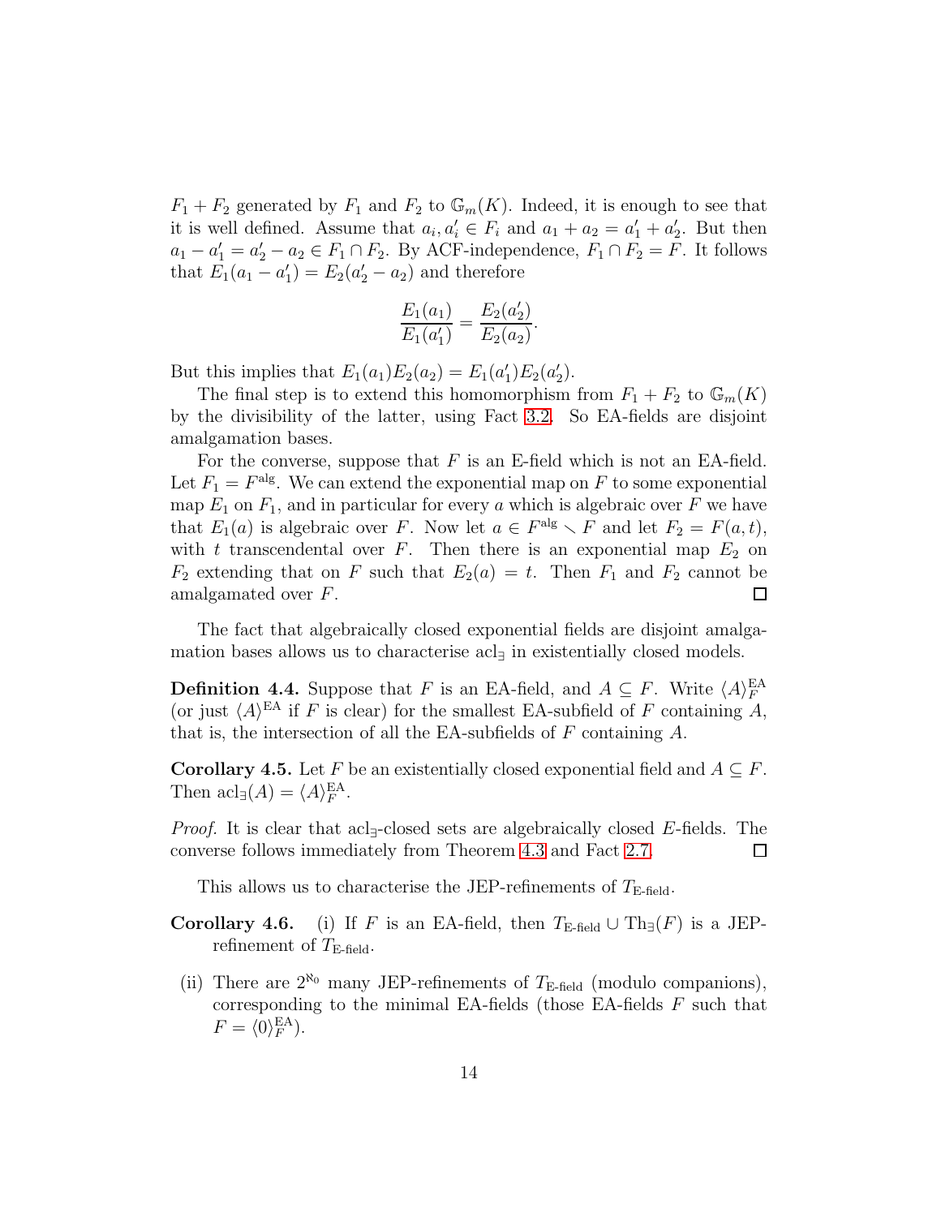$F_1 + F_2$ generated by $F_1$ and $F_2$ to $\mathbb{G}_m(K)$. Indeed, it is enough to see that it is well defined. Assume that $a_i, a_i' \in F_i$ and $a_1 + a_2 = a_1' + a_2'$. But then $a_1 - a_1' = a_2' - a_2 \in F_1 \cap F_2$. By ACF-independence, $F_1 \cap F_2 = F$. It follows that $E_1(a_1 - a_1') = E_2(a_2' - a_2)$ and therefore

$$\frac{E_1(a_1)}{E_1(a_1')} = \frac{E_2(a_2')}{E_2(a_2)}.$$

But this implies that $E_1(a_1)E_2(a_2) = E_1(a_1')E_2(a_2')$.

The final step is to extend this homomorphism from $F_1 + F_2$ to $\mathbb{G}_m(K)$ by the divisibility of the latter, using Fact 3.2. So EA-fields are disjoint amalgamation bases.

For the converse, suppose that $F$ is an E-field which is not an EA-field. Let $F_1 = F^{\text{alg}}$. We can extend the exponential map on $F$ to some exponential map $E_1$ on $F_1$, and in particular for every $a$ which is algebraic over $F$ we have that $E_1(a)$ is algebraic over $F$. Now let $a \in F^{\text{alg}} \setminus F$ and let $F_2 = F(a, t)$, with $t$ transcendental over $F$. Then there is an exponential map $E_2$ on $F_2$ extending that on $F$ such that $E_2(a) = t$. Then $F_1$ and $F_2$ cannot be amalgamated over $F$. ∎

The fact that algebraically closed exponential fields are disjoint amalgamation bases allows us to characterise $\text{acl}_\exists$ in existentially closed models.

**Definition 4.4.** Suppose that $F$ is an EA-field, and $A \subseteq F$. Write $\langle A \rangle_F^{\text{EA}}$ (or just $\langle A \rangle^{\text{EA}}$ if $F$ is clear) for the smallest EA-subfield of $F$ containing $A$, that is, the intersection of all the EA-subfields of $F$ containing $A$.

**Corollary 4.5.** Let $F$ be an existentially closed exponential field and $A \subseteq F$. Then $\text{acl}_\exists(A) = \langle A \rangle_F^{\text{EA}}$.

*Proof.* It is clear that $\text{acl}_\exists$-closed sets are algebraically closed $E$-fields. The converse follows immediately from Theorem 4.3 and Fact 2.7. ∎

This allows us to characterise the JEP-refinements of $T_{\text{E-field}}$.

**Corollary 4.6.**
(i) If $F$ is an EA-field, then $T_{\text{E-field}} \cup \text{Th}_\exists(F)$ is a JEP-refinement of $T_{\text{E-field}}$.

(ii) There are $2^{\aleph_0}$ many JEP-refinements of $T_{\text{E-field}}$ (modulo companions), corresponding to the minimal EA-fields (those EA-fields $F$ such that $F = \langle 0 \rangle_F^{\text{EA}}$).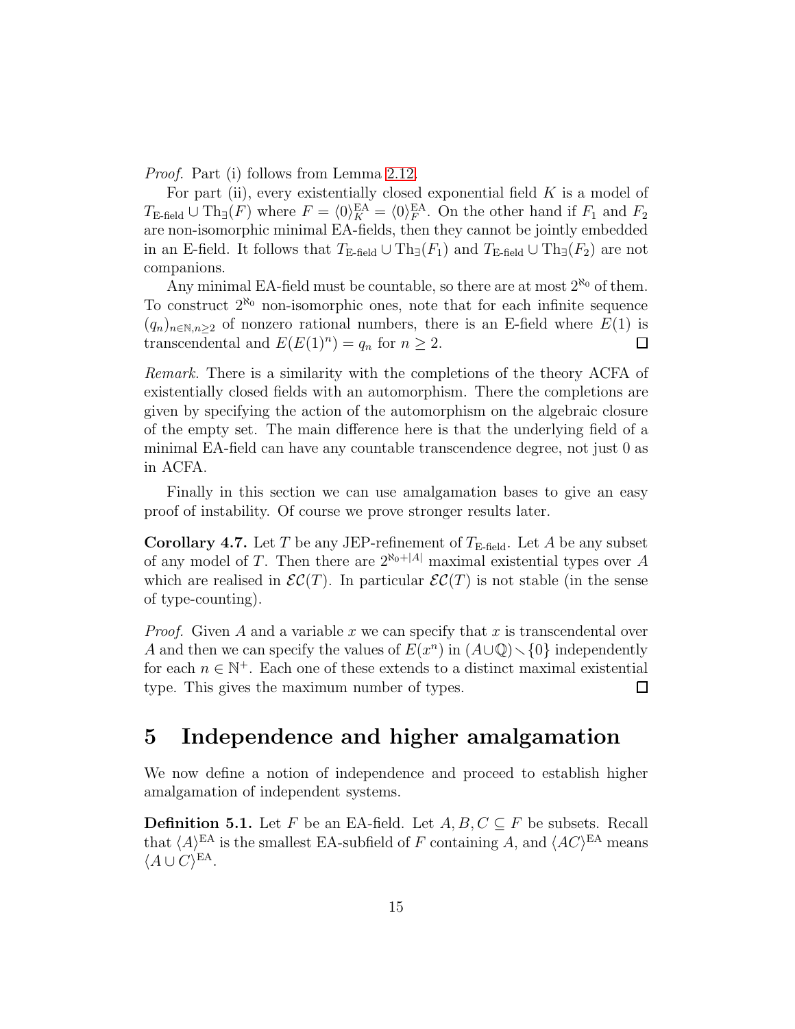*Proof.* Part (i) follows from Lemma 2.12.

For part (ii), every existentially closed exponential field $K$ is a model of $T_{\text{E-field}} \cup \text{Th}_\exists(F)$ where $F = \langle 0 \rangle_K^{\text{EA}} = \langle 0 \rangle_F^{\text{EA}}$. On the other hand if $F_1$ and $F_2$ are non-isomorphic minimal EA-fields, then they cannot be jointly embedded in an E-field. It follows that $T_{\text{E-field}} \cup \text{Th}_\exists(F_1)$ and $T_{\text{E-field}} \cup \text{Th}_\exists(F_2)$ are not companions.

Any minimal EA-field must be countable, so there are at most $2^{\aleph_0}$ of them. To construct $2^{\aleph_0}$ non-isomorphic ones, note that for each infinite sequence $(q_n)_{n \in \mathbb{N}, n \geq 2}$ of nonzero rational numbers, there is an E-field where $E(1)$ is transcendental and $E(E(1)^n) = q_n$ for $n \geq 2$. $\square$

*Remark.* There is a similarity with the completions of the theory ACFA of existentially closed fields with an automorphism. There the completions are given by specifying the action of the automorphism on the algebraic closure of the empty set. The main difference here is that the underlying field of a minimal EA-field can have any countable transcendence degree, not just 0 as in ACFA.

Finally in this section we can use amalgamation bases to give an easy proof of instability. Of course we prove stronger results later.

**Corollary 4.7.** Let $T$ be any JEP-refinement of $T_{\text{E-field}}$. Let $A$ be any subset of any model of $T$. Then there are $2^{\aleph_0 + |A|}$ maximal existential types over $A$ which are realised in $\mathcal{EC}(T)$. In particular $\mathcal{EC}(T)$ is not stable (in the sense of type-counting).

*Proof.* Given $A$ and a variable $x$ we can specify that $x$ is transcendental over $A$ and then we can specify the values of $E(x^n)$ in $(A \cup \mathbb{Q}) \smallsetminus \{0\}$ independently for each $n \in \mathbb{N}^+$. Each one of these extends to a distinct maximal existential type. This gives the maximum number of types. $\square$

# 5 Independence and higher amalgamation

We now define a notion of independence and proceed to establish higher amalgamation of independent systems.

**Definition 5.1.** Let $F$ be an EA-field. Let $A, B, C \subseteq F$ be subsets. Recall that $\langle A \rangle^{\text{EA}}$ is the smallest EA-subfield of $F$ containing $A$, and $\langle AC \rangle^{\text{EA}}$ means $\langle A \cup C \rangle^{\text{EA}}$.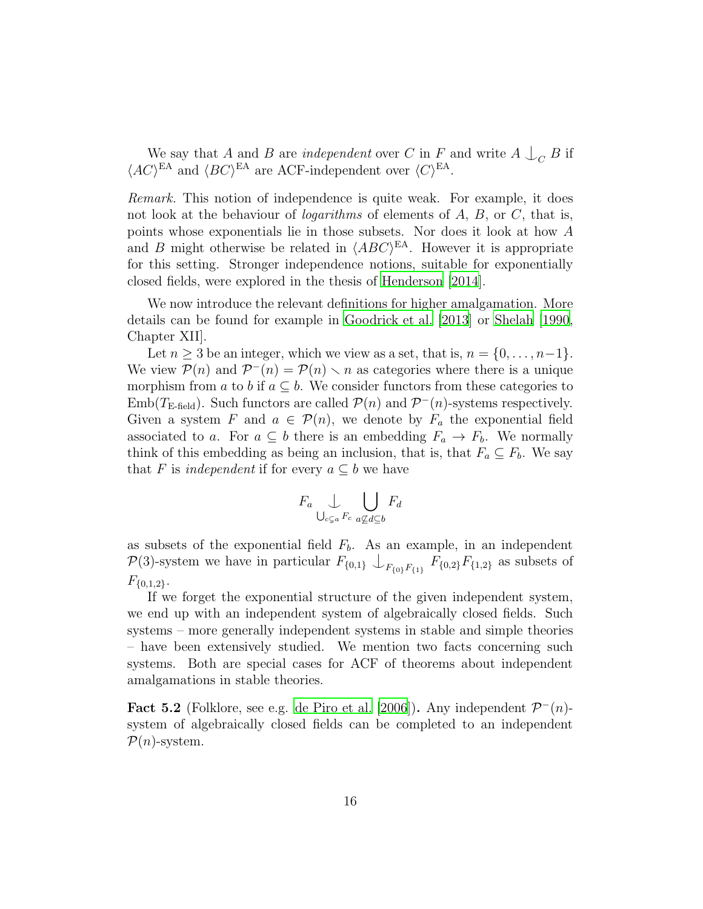We say that $A$ and $B$ are *independent* over $C$ in $F$ and write $A \mathop{\downarrow}_C B$ if $\langle AC \rangle^{\text{EA}}$ and $\langle BC \rangle^{\text{EA}}$ are ACF-independent over $\langle C \rangle^{\text{EA}}$.

*Remark.* This notion of independence is quite weak. For example, it does not look at the behaviour of *logarithms* of elements of $A$, $B$, or $C$, that is, points whose exponentials lie in those subsets. Nor does it look at how $A$ and $B$ might otherwise be related in $\langle ABC \rangle^{\text{EA}}$. However it is appropriate for this setting. Stronger independence notions, suitable for exponentially closed fields, were explored in the thesis of Henderson [2014].

We now introduce the relevant definitions for higher amalgamation. More details can be found for example in Goodrick et al. [2013] or Shelah [1990, Chapter XII].

Let $n \geq 3$ be an integer, which we view as a set, that is, $n = \{0, \dots, n-1\}$. We view $\mathcal{P}(n)$ and $\mathcal{P}^-(n) = \mathcal{P}(n) \smallsetminus n$ as categories where there is a unique morphism from $a$ to $b$ if $a \subseteq b$. We consider functors from these categories to $\text{Emb}(T_{\text{E-field}})$. Such functors are called $\mathcal{P}(n)$ and $\mathcal{P}^-(n)$-systems respectively. Given a system $F$ and $a \in \mathcal{P}(n)$, we denote by $F_a$ the exponential field associated to $a$. For $a \subseteq b$ there is an embedding $F_a \to F_b$. We normally think of this embedding as being an inclusion, that is, that $F_a \subseteq F_b$. We say that $F$ is *independent* if for every $a \subseteq b$ we have

$$F_a \mathop{\downarrow}_{\bigcup_{c \subsetneq a} F_c} \bigcup_{a \not\subseteq d \subseteq b} F_d$$

as subsets of the exponential field $F_b$. As an example, in an independent $\mathcal{P}(3)$-system we have in particular $F_{\{0,1\}} \mathop{\downarrow}_{F_{\{0\}} F_{\{1\}}} F_{\{0,2\}} F_{\{1,2\}}$ as subsets of $F_{\{0,1,2\}}$.

If we forget the exponential structure of the given independent system, we end up with an independent system of algebraically closed fields. Such systems – more generally independent systems in stable and simple theories – have been extensively studied. We mention two facts concerning such systems. Both are special cases for ACF of theorems about independent amalgamations in stable theories.

**Fact 5.2** (Folklore, see e.g. de Piro et al. [2006])**.** Any independent $\mathcal{P}^-(n)$-system of algebraically closed fields can be completed to an independent $\mathcal{P}(n)$-system.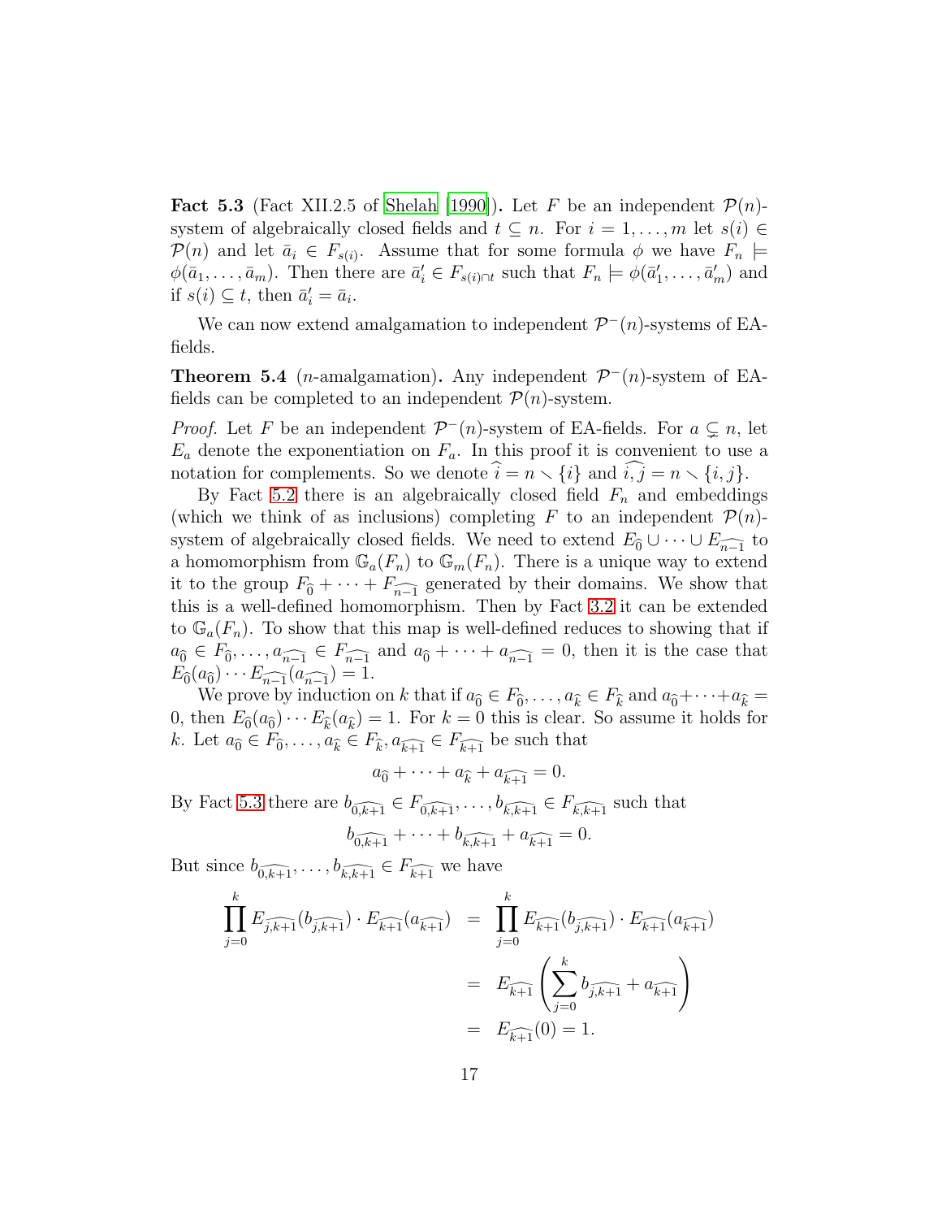**Fact 5.3** (Fact XII.2.5 of Shelah [1990]). Let $F$ be an independent $\mathcal{P}(n)$-system of algebraically closed fields and $t \subseteq n$. For $i = 1, \ldots, m$ let $s(i) \in \mathcal{P}(n)$ and let $\bar{a}_i \in F_{s(i)}$. Assume that for some formula $\phi$ we have $F_n \models \phi(\bar{a}_1, \ldots, \bar{a}_m)$. Then there are $\bar{a}'_i \in F_{s(i)\cap t}$ such that $F_n \models \phi(\bar{a}'_1, \ldots, \bar{a}'_m)$ and if $s(i) \subseteq t$, then $\bar{a}'_i = \bar{a}_i$.

We can now extend amalgamation to independent $\mathcal{P}^-(n)$-systems of EA-fields.

**Theorem 5.4** ($n$-amalgamation)**.** Any independent $\mathcal{P}^-(n)$-system of EA-fields can be completed to an independent $\mathcal{P}(n)$-system.

*Proof.* Let $F$ be an independent $\mathcal{P}^-(n)$-system of EA-fields. For $a \subsetneq n$, let $E_a$ denote the exponentiation on $F_a$. In this proof it is convenient to use a notation for complements. So we denote $\widehat{i} = n \setminus \{i\}$ and $\widehat{i,j} = n \setminus \{i,j\}$.

By Fact 5.2 there is an algebraically closed field $F_n$ and embeddings (which we think of as inclusions) completing $F$ to an independent $\mathcal{P}(n)$-system of algebraically closed fields. We need to extend $E_{\widehat{0}} \cup \cdots \cup E_{\widehat{n-1}}$ to a homomorphism from $\mathbb{G}_a(F_n)$ to $\mathbb{G}_m(F_n)$. There is a unique way to extend it to the group $F_{\widehat{0}} + \cdots + F_{\widehat{n-1}}$ generated by their domains. We show that this is a well-defined homomorphism. Then by Fact 3.2 it can be extended to $\mathbb{G}_a(F_n)$. To show that this map is well-defined reduces to showing that if $a_{\widehat{0}} \in F_{\widehat{0}}, \ldots, a_{\widehat{n-1}} \in F_{\widehat{n-1}}$ and $a_{\widehat{0}} + \cdots + a_{\widehat{n-1}} = 0$, then it is the case that $E_{\widehat{0}}(a_{\widehat{0}}) \cdots E_{\widehat{n-1}}(a_{\widehat{n-1}}) = 1$.

We prove by induction on $k$ that if $a_{\widehat{0}} \in F_{\widehat{0}}, \ldots, a_{\widehat{k}} \in F_{\widehat{k}}$ and $a_{\widehat{0}} + \cdots + a_{\widehat{k}} = 0$, then $E_{\widehat{0}}(a_{\widehat{0}}) \cdots E_{\widehat{k}}(a_{\widehat{k}}) = 1$. For $k = 0$ this is clear. So assume it holds for $k$. Let $a_{\widehat{0}} \in F_{\widehat{0}}, \ldots, a_{\widehat{k}} \in F_{\widehat{k}}, a_{\widehat{k+1}} \in F_{\widehat{k+1}}$ be such that

$$a_{\widehat{0}} + \cdots + a_{\widehat{k}} + a_{\widehat{k+1}} = 0.$$

By Fact 5.3 there are $b_{\widehat{0,k+1}} \in F_{\widehat{0,k+1}}, \ldots, b_{\widehat{k,k+1}} \in F_{\widehat{k,k+1}}$ such that

$$b_{\widehat{0,k+1}} + \cdots + b_{\widehat{k,k+1}} + a_{\widehat{k+1}} = 0.$$

But since $b_{\widehat{0,k+1}}, \ldots, b_{\widehat{k,k+1}} \in F_{\widehat{k+1}}$ we have

$$\begin{aligned}
\prod_{j=0}^{k} E_{\widehat{j,k+1}}(b_{\widehat{j,k+1}}) \cdot E_{\widehat{k+1}}(a_{\widehat{k+1}}) &= \prod_{j=0}^{k} E_{\widehat{k+1}}(b_{\widehat{j,k+1}}) \cdot E_{\widehat{k+1}}(a_{\widehat{k+1}}) \\
&= E_{\widehat{k+1}}\left(\sum_{j=0}^{k} b_{\widehat{j,k+1}} + a_{\widehat{k+1}}\right) \\
&= E_{\widehat{k+1}}(0) = 1.
\end{aligned}$$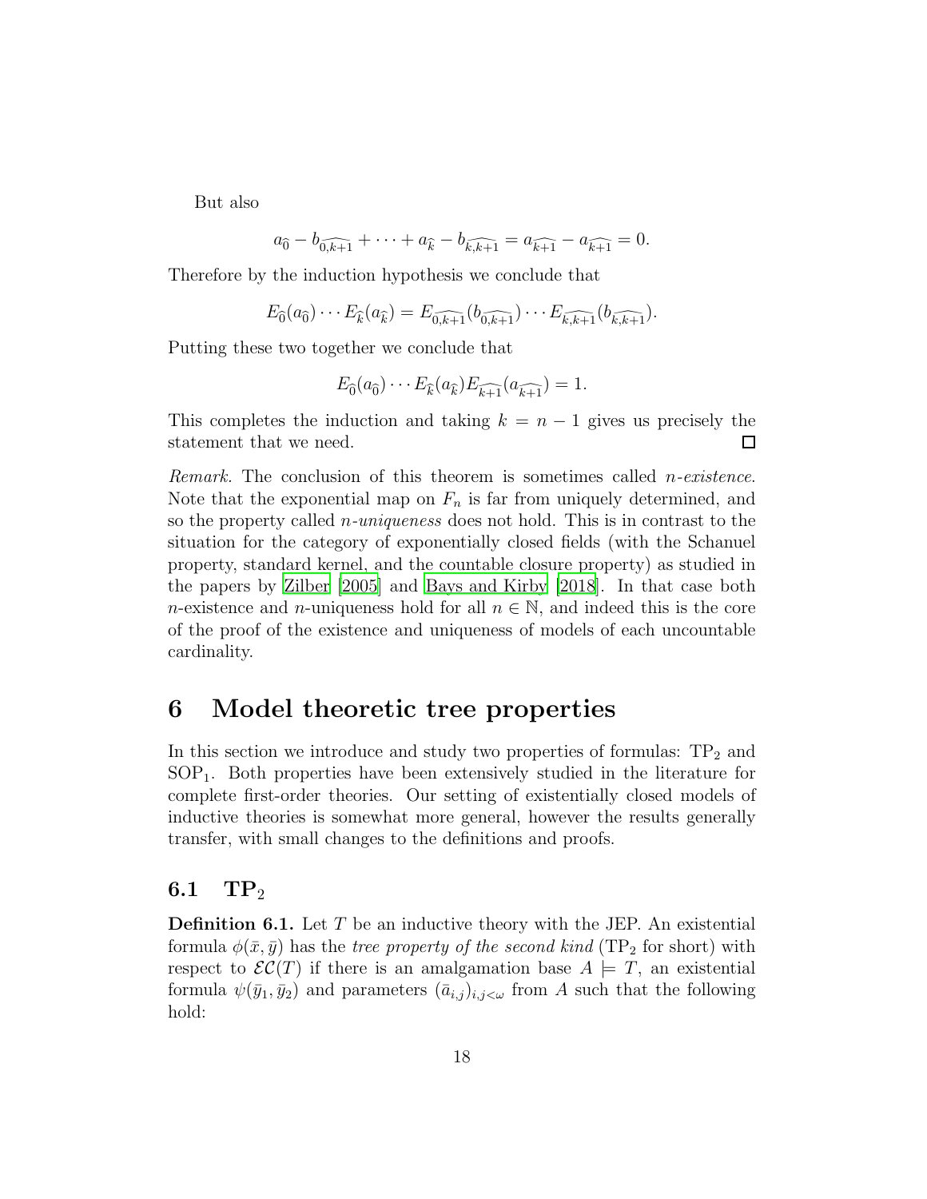But also

$$a_{\widehat{0}} - b_{\widehat{0,k+1}} + \cdots + a_{\widehat{k}} - b_{\widehat{k,k+1}} = a_{\widehat{k+1}} - a_{\widehat{k+1}} = 0.$$

Therefore by the induction hypothesis we conclude that

$$E_{\widehat{0}}(a_{\widehat{0}}) \cdots E_{\widehat{k}}(a_{\widehat{k}}) = E_{\widehat{0,k+1}}(b_{\widehat{0,k+1}}) \cdots E_{\widehat{k,k+1}}(b_{\widehat{k,k+1}}).$$

Putting these two together we conclude that

$$E_{\widehat{0}}(a_{\widehat{0}}) \cdots E_{\widehat{k}}(a_{\widehat{k}}) E_{\widehat{k+1}}(a_{\widehat{k+1}}) = 1.$$

This completes the induction and taking $k = n-1$ gives us precisely the statement that we need. □

*Remark.* The conclusion of this theorem is sometimes called *n-existence*. Note that the exponential map on $F_n$ is far from uniquely determined, and so the property called *n-uniqueness* does not hold. This is in contrast to the situation for the category of exponentially closed fields (with the Schanuel property, standard kernel, and the countable closure property) as studied in the papers by Zilber [2005] and Bays and Kirby [2018]. In that case both $n$-existence and $n$-uniqueness hold for all $n \in \mathbb{N}$, and indeed this is the core of the proof of the existence and uniqueness of models of each uncountable cardinality.

# 6 Model theoretic tree properties

In this section we introduce and study two properties of formulas: $\mathrm{TP}_2$ and $\mathrm{SOP}_1$. Both properties have been extensively studied in the literature for complete first-order theories. Our setting of existentially closed models of inductive theories is somewhat more general, however the results generally transfer, with small changes to the definitions and proofs.

## 6.1 $\mathrm{TP}_2$

**Definition 6.1.** Let $T$ be an inductive theory with the JEP. An existential formula $\phi(\bar{x}, \bar{y})$ has the *tree property of the second kind* ($\mathrm{TP}_2$ for short) with respect to $\mathcal{EC}(T)$ if there is an amalgamation base $A \models T$, an existential formula $\psi(\bar{y}_1, \bar{y}_2)$ and parameters $(\bar{a}_{i,j})_{i,j<\omega}$ from $A$ such that the following hold: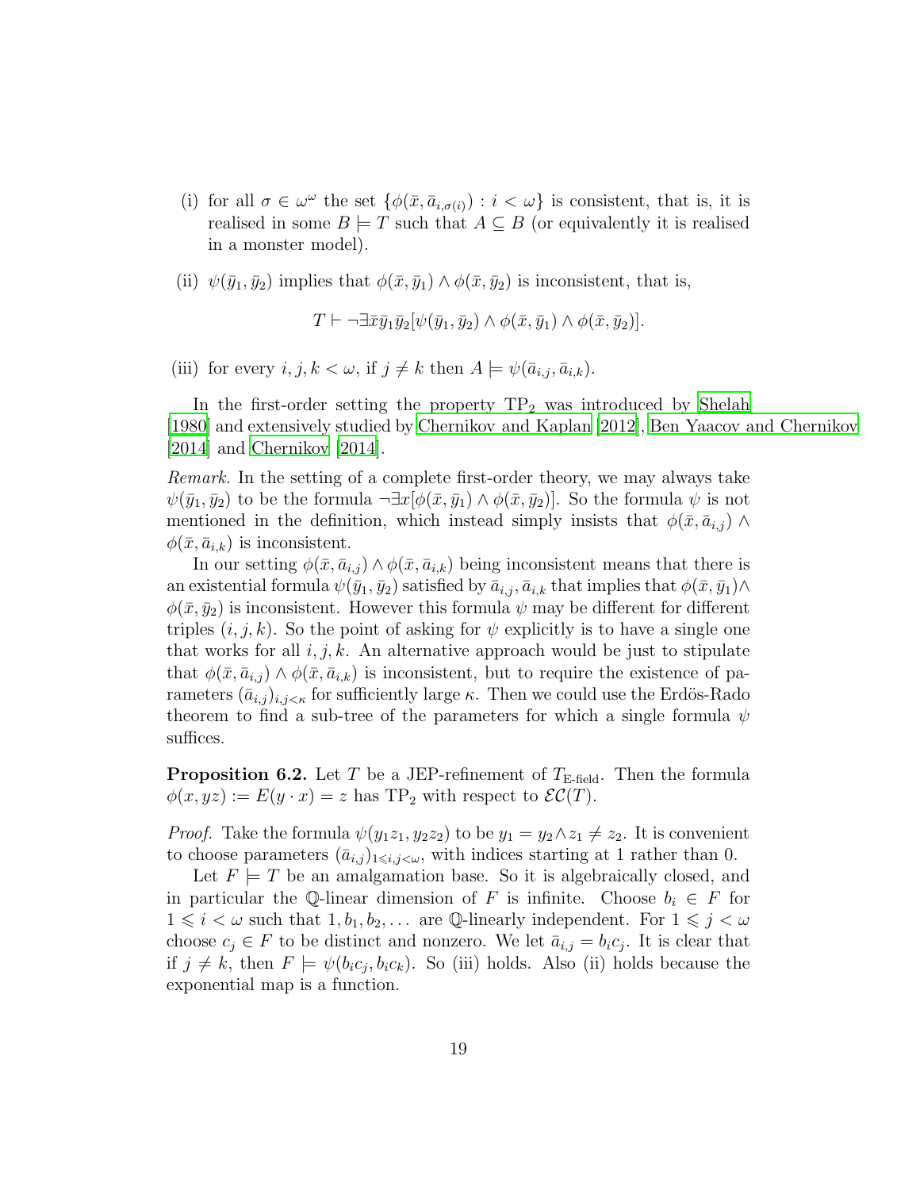(i) for all $\sigma \in \omega^\omega$ the set $\{\phi(\bar{x}, \bar{a}_{i,\sigma(i)}) : i < \omega\}$ is consistent, that is, it is realised in some $B \models T$ such that $A \subseteq B$ (or equivalently it is realised in a monster model).

(ii) $\psi(\bar{y}_1, \bar{y}_2)$ implies that $\phi(\bar{x}, \bar{y}_1) \wedge \phi(\bar{x}, \bar{y}_2)$ is inconsistent, that is,

$$T \vdash \neg\exists\bar{x}\bar{y}_1\bar{y}_2[\psi(\bar{y}_1, \bar{y}_2) \wedge \phi(\bar{x}, \bar{y}_1) \wedge \phi(\bar{x}, \bar{y}_2)].$$

(iii) for every $i, j, k < \omega$, if $j \neq k$ then $A \models \psi(\bar{a}_{i,j}, \bar{a}_{i,k})$.

In the first-order setting the property $\mathrm{TP}_2$ was introduced by Shelah [1980] and extensively studied by Chernikov and Kaplan [2012], Ben Yaacov and Chernikov [2014] and Chernikov [2014].

*Remark.* In the setting of a complete first-order theory, we may always take $\psi(\bar{y}_1, \bar{y}_2)$ to be the formula $\neg\exists x[\phi(\bar{x}, \bar{y}_1) \wedge \phi(\bar{x}, \bar{y}_2)]$. So the formula $\psi$ is not mentioned in the definition, which instead simply insists that $\phi(\bar{x}, \bar{a}_{i,j}) \wedge \phi(\bar{x}, \bar{a}_{i,k})$ is inconsistent.

In our setting $\phi(\bar{x}, \bar{a}_{i,j}) \wedge \phi(\bar{x}, \bar{a}_{i,k})$ being inconsistent means that there is an existential formula $\psi(\bar{y}_1, \bar{y}_2)$ satisfied by $\bar{a}_{i,j}, \bar{a}_{i,k}$ that implies that $\phi(\bar{x}, \bar{y}_1) \wedge \phi(\bar{x}, \bar{y}_2)$ is inconsistent. However this formula $\psi$ may be different for different triples $(i, j, k)$. So the point of asking for $\psi$ explicitly is to have a single one that works for all $i, j, k$. An alternative approach would be just to stipulate that $\phi(\bar{x}, \bar{a}_{i,j}) \wedge \phi(\bar{x}, \bar{a}_{i,k})$ is inconsistent, but to require the existence of parameters $(\bar{a}_{i,j})_{i,j<\kappa}$ for sufficiently large $\kappa$. Then we could use the Erdös-Rado theorem to find a sub-tree of the parameters for which a single formula $\psi$ suffices.

**Proposition 6.2.** Let $T$ be a JEP-refinement of $T_{\text{E-field}}$. Then the formula $\phi(x, yz) := E(y \cdot x) = z$ has $\mathrm{TP}_2$ with respect to $\mathcal{EC}(T)$.

*Proof.* Take the formula $\psi(y_1z_1, y_2z_2)$ to be $y_1 = y_2 \wedge z_1 \neq z_2$. It is convenient to choose parameters $(\bar{a}_{i,j})_{1 \leqslant i,j<\omega}$, with indices starting at 1 rather than 0.

Let $F \models T$ be an amalgamation base. So it is algebraically closed, and in particular the $\mathbb{Q}$-linear dimension of $F$ is infinite. Choose $b_i \in F$ for $1 \leqslant i < \omega$ such that $1, b_1, b_2, \ldots$ are $\mathbb{Q}$-linearly independent. For $1 \leqslant j < \omega$ choose $c_j \in F$ to be distinct and nonzero. We let $\bar{a}_{i,j} = b_ic_j$. It is clear that if $j \neq k$, then $F \models \psi(b_ic_j, b_ic_k)$. So (iii) holds. Also (ii) holds because the exponential map is a function.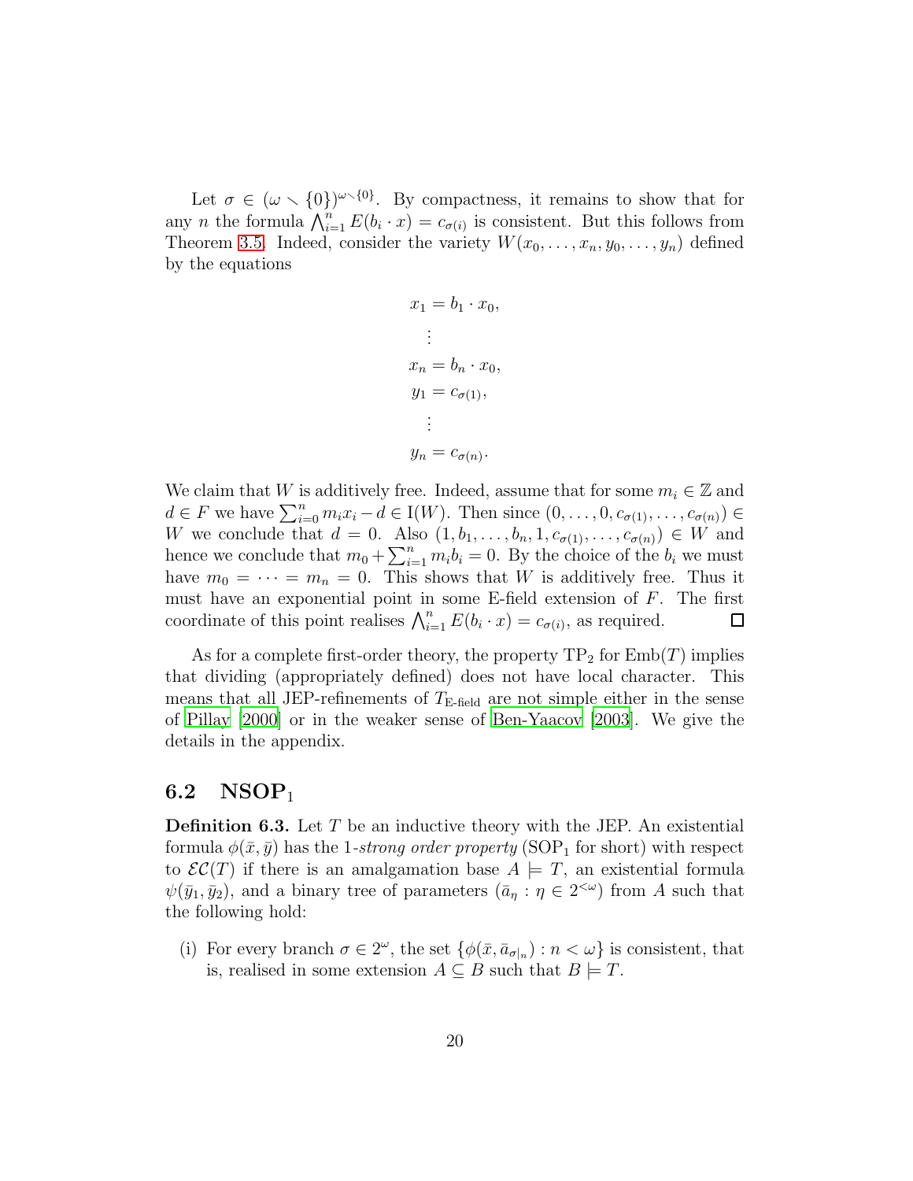Let $\sigma \in (\omega \setminus \{0\})^{\omega \setminus \{0\}}$. By compactness, it remains to show that for any $n$ the formula $\bigwedge_{i=1}^{n} E(b_i \cdot x) = c_{\sigma(i)}$ is consistent. But this follows from Theorem 3.5. Indeed, consider the variety $W(x_0, \ldots, x_n, y_0, \ldots, y_n)$ defined by the equations

$$
\begin{aligned}
x_1 &= b_1 \cdot x_0, \\
&\vdots \\
x_n &= b_n \cdot x_0, \\
y_1 &= c_{\sigma(1)}, \\
&\vdots \\
y_n &= c_{\sigma(n)}.
\end{aligned}
$$

We claim that $W$ is additively free. Indeed, assume that for some $m_i \in \mathbb{Z}$ and $d \in F$ we have $\sum_{i=0}^{n} m_i x_i - d \in \mathrm{I}(W)$. Then since $(0, \ldots, 0, c_{\sigma(1)}, \ldots, c_{\sigma(n)}) \in W$ we conclude that $d = 0$. Also $(1, b_1, \ldots, b_n, 1, c_{\sigma(1)}, \ldots, c_{\sigma(n)}) \in W$ and hence we conclude that $m_0 + \sum_{i=1}^{n} m_i b_i = 0$. By the choice of the $b_i$ we must have $m_0 = \cdots = m_n = 0$. This shows that $W$ is additively free. Thus it must have an exponential point in some E-field extension of $F$. The first coordinate of this point realises $\bigwedge_{i=1}^{n} E(b_i \cdot x) = c_{\sigma(i)}$, as required. $\square$

As for a complete first-order theory, the property $\mathrm{TP}_2$ for $\mathrm{Emb}(T)$ implies that dividing (appropriately defined) does not have local character. This means that all JEP-refinements of $T_{\text{E-field}}$ are not simple either in the sense of Pillay [2000] or in the weaker sense of Ben-Yaacov [2003]. We give the details in the appendix.

## 6.2 NSOP$_1$

**Definition 6.3.** Let $T$ be an inductive theory with the JEP. An existential formula $\phi(\bar{x}, \bar{y})$ has the 1-*strong order property* ($\mathrm{SOP}_1$ for short) with respect to $\mathcal{EC}(T)$ if there is an amalgamation base $A \models T$, an existential formula $\psi(\bar{y}_1, \bar{y}_2)$, and a binary tree of parameters $(\bar{a}_\eta : \eta \in 2^{<\omega})$ from $A$ such that the following hold:

(i) For every branch $\sigma \in 2^\omega$, the set $\{\phi(\bar{x}, \bar{a}_{\sigma|_n}) : n < \omega\}$ is consistent, that is, realised in some extension $A \subseteq B$ such that $B \models T$.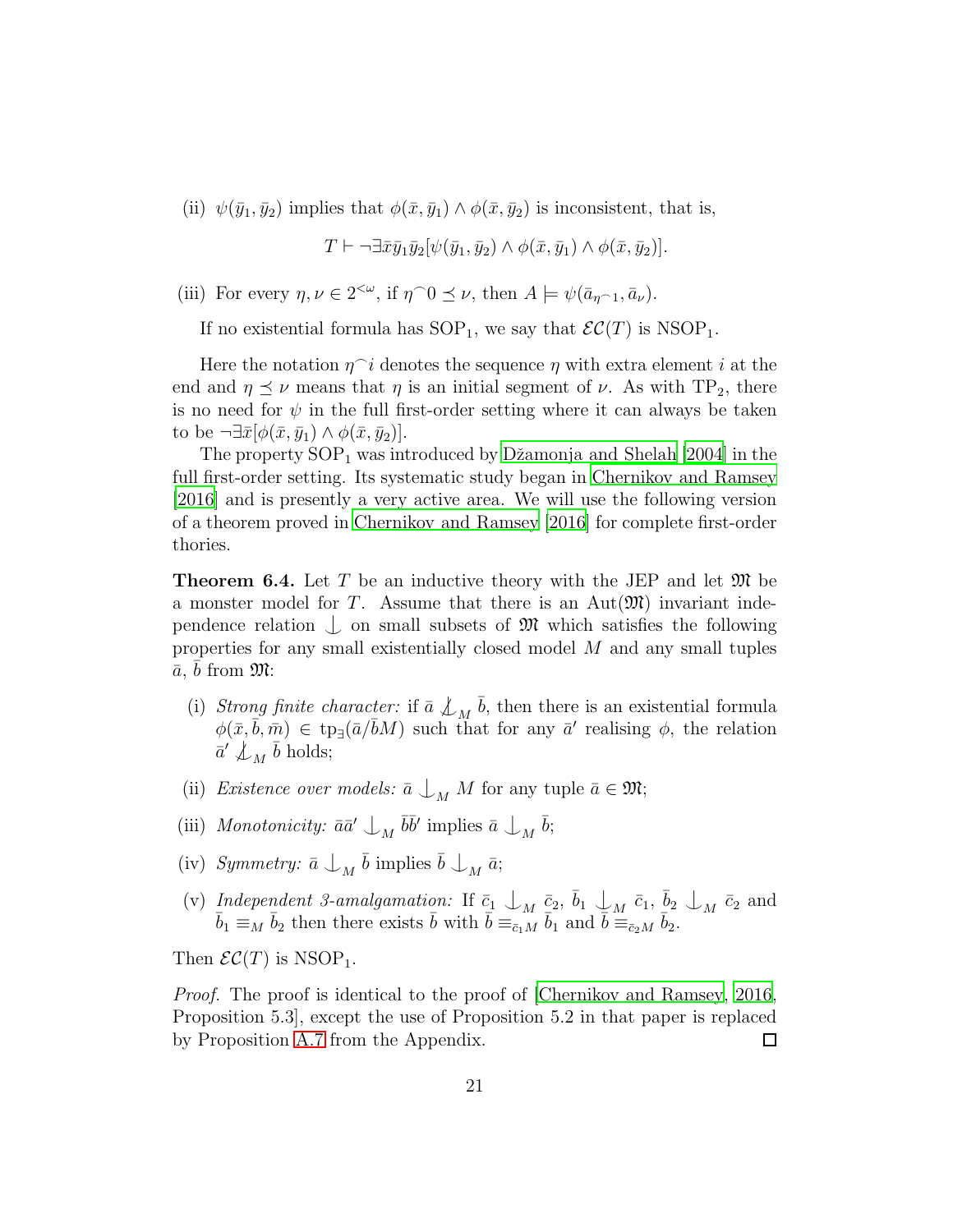(ii) $\psi(\bar{y}_1, \bar{y}_2)$ implies that $\phi(\bar{x}, \bar{y}_1) \wedge \phi(\bar{x}, \bar{y}_2)$ is inconsistent, that is,

$$T \vdash \neg\exists \bar{x}\bar{y}_1\bar{y}_2[\psi(\bar{y}_1, \bar{y}_2) \wedge \phi(\bar{x}, \bar{y}_1) \wedge \phi(\bar{x}, \bar{y}_2)].$$

(iii) For every $\eta, \nu \in 2^{<\omega}$, if $\eta^\frown 0 \preceq \nu$, then $A \models \psi(\bar{a}_{\eta^\frown 1}, \bar{a}_\nu)$.

If no existential formula has $\mathrm{SOP}_1$, we say that $\mathcal{EC}(T)$ is $\mathrm{NSOP}_1$.

Here the notation $\eta^\frown i$ denotes the sequence $\eta$ with extra element $i$ at the end and $\eta \preceq \nu$ means that $\eta$ is an initial segment of $\nu$. As with $\mathrm{TP}_2$, there is no need for $\psi$ in the full first-order setting where it can always be taken to be $\neg\exists \bar{x}[\phi(\bar{x}, \bar{y}_1) \wedge \phi(\bar{x}, \bar{y}_2)]$.

The property $\mathrm{SOP}_1$ was introduced by Džamonja and Shelah [2004] in the full first-order setting. Its systematic study began in Chernikov and Ramsey [2016] and is presently a very active area. We will use the following version of a theorem proved in Chernikov and Ramsey [2016] for complete first-order thories.

**Theorem 6.4.** Let $T$ be an inductive theory with the JEP and let $\mathfrak{M}$ be a monster model for $T$. Assume that there is an $\mathrm{Aut}(\mathfrak{M})$ invariant independence relation $\mathop{\smile}\limits^{\mid}$ on small subsets of $\mathfrak{M}$ which satisfies the following properties for any small existentially closed model $M$ and any small tuples $\bar{a}$, $\bar{b}$ from $\mathfrak{M}$:

(i) *Strong finite character:* if $\bar{a} \not\mathop{\smile}\limits^{\mid}_M \bar{b}$, then there is an existential formula $\phi(\bar{x}, \bar{b}, \bar{m}) \in \mathrm{tp}_\exists(\bar{a}/\bar{b}M)$ such that for any $\bar{a}'$ realising $\phi$, the relation $\bar{a}' \not\mathop{\smile}\limits^{\mid}_M \bar{b}$ holds;

(ii) *Existence over models:* $\bar{a} \mathop{\smile}\limits^{\mid}_M M$ for any tuple $\bar{a} \in \mathfrak{M}$;

(iii) *Monotonicity:* $\bar{a}\bar{a}' \mathop{\smile}\limits^{\mid}_M \bar{b}\bar{b}'$ implies $\bar{a} \mathop{\smile}\limits^{\mid}_M \bar{b}$;

(iv) *Symmetry:* $\bar{a} \mathop{\smile}\limits^{\mid}_M \bar{b}$ implies $\bar{b} \mathop{\smile}\limits^{\mid}_M \bar{a}$;

(v) *Independent 3-amalgamation:* If $\bar{c}_1 \mathop{\smile}\limits^{\mid}_M \bar{c}_2$, $\bar{b}_1 \mathop{\smile}\limits^{\mid}_M \bar{c}_1$, $\bar{b}_2 \mathop{\smile}\limits^{\mid}_M \bar{c}_2$ and $\bar{b}_1 \equiv_M \bar{b}_2$ then there exists $\bar{b}$ with $\bar{b} \equiv_{\bar{c}_1 M} \bar{b}_1$ and $\bar{b} \equiv_{\bar{c}_2 M} \bar{b}_2$.

Then $\mathcal{EC}(T)$ is $\mathrm{NSOP}_1$.

*Proof.* The proof is identical to the proof of [Chernikov and Ramsey, 2016, Proposition 5.3], except the use of Proposition 5.2 in that paper is replaced by Proposition A.7 from the Appendix. □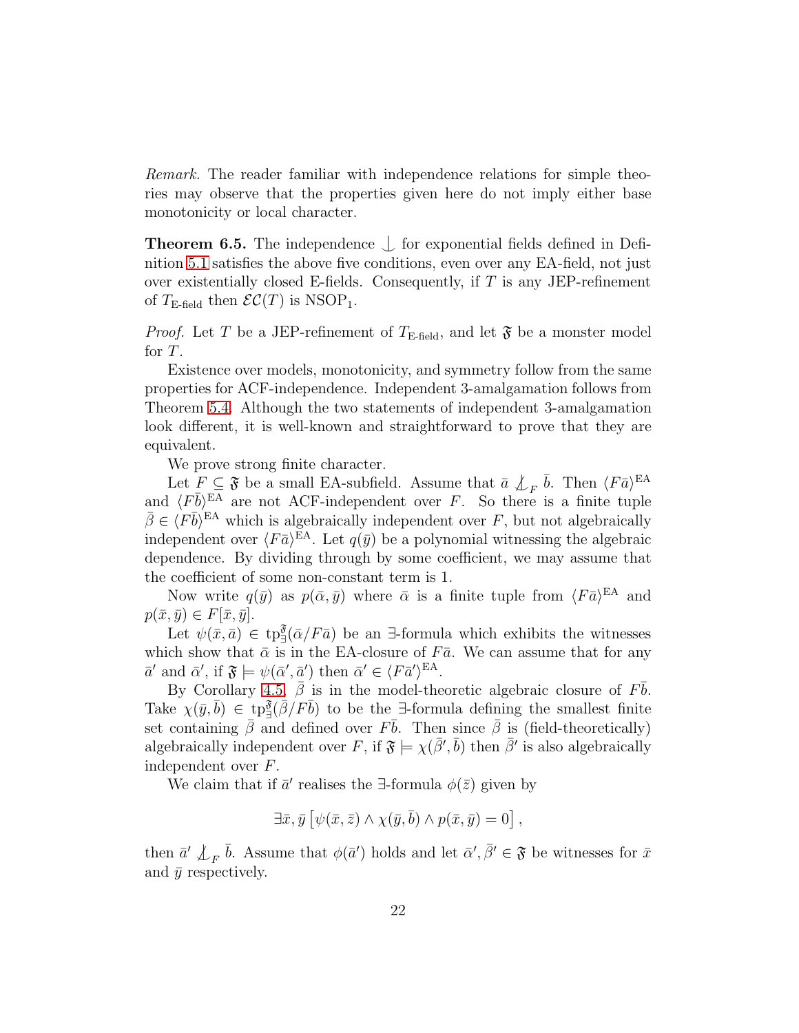*Remark.* The reader familiar with independence relations for simple theories may observe that the properties given here do not imply either base monotonicity or local character.

**Theorem 6.5.** The independence $\mathop{\smile\!\!\!\!\!\!\mid}$ for exponential fields defined in Definition 5.1 satisfies the above five conditions, even over any EA-field, not just over existentially closed E-fields. Consequently, if $T$ is any JEP-refinement of $T_{\text{E-field}}$ then $\mathcal{EC}(T)$ is NSOP$_1$.

*Proof.* Let $T$ be a JEP-refinement of $T_{\text{E-field}}$, and let $\mathfrak{F}$ be a monster model for $T$.

Existence over models, monotonicity, and symmetry follow from the same properties for ACF-independence. Independent 3-amalgamation follows from Theorem 5.4. Although the two statements of independent 3-amalgamation look different, it is well-known and straightforward to prove that they are equivalent.

We prove strong finite character.

Let $F \subseteq \mathfrak{F}$ be a small EA-subfield. Assume that $\bar{a} \not\mathop{\smile\!\!\!\!\!\!\mid}_F \bar{b}$. Then $\langle F\bar{a}\rangle^{\text{EA}}$ and $\langle F\bar{b}\rangle^{\text{EA}}$ are not ACF-independent over $F$. So there is a finite tuple $\bar{\beta} \in \langle F\bar{b}\rangle^{\text{EA}}$ which is algebraically independent over $F$, but not algebraically independent over $\langle F\bar{a}\rangle^{\text{EA}}$. Let $q(\bar{y})$ be a polynomial witnessing the algebraic dependence. By dividing through by some coefficient, we may assume that the coefficient of some non-constant term is 1.

Now write $q(\bar{y})$ as $p(\bar{\alpha}, \bar{y})$ where $\bar{\alpha}$ is a finite tuple from $\langle F\bar{a}\rangle^{\text{EA}}$ and $p(\bar{x}, \bar{y}) \in F[\bar{x}, \bar{y}]$.

Let $\psi(\bar{x}, \bar{a}) \in \text{tp}_\exists^{\mathfrak{F}}(\bar{\alpha}/F\bar{a})$ be an $\exists$-formula which exhibits the witnesses which show that $\bar{\alpha}$ is in the EA-closure of $F\bar{a}$. We can assume that for any $\bar{a}'$ and $\bar{\alpha}'$, if $\mathfrak{F} \models \psi(\bar{\alpha}', \bar{a}')$ then $\bar{\alpha}' \in \langle F\bar{a}'\rangle^{\text{EA}}$.

By Corollary 4.5, $\bar{\beta}$ is in the model-theoretic algebraic closure of $F\bar{b}$. Take $\chi(\bar{y}, \bar{b}) \in \text{tp}_\exists^{\mathfrak{F}}(\bar{\beta}/F\bar{b})$ to be the $\exists$-formula defining the smallest finite set containing $\bar{\beta}$ and defined over $F\bar{b}$. Then since $\bar{\beta}$ is (field-theoretically) algebraically independent over $F$, if $\mathfrak{F} \models \chi(\bar{\beta}', \bar{b})$ then $\bar{\beta}'$ is also algebraically independent over $F$.

We claim that if $\bar{a}'$ realises the $\exists$-formula $\phi(\bar{z})$ given by

$$\exists \bar{x}, \bar{y} \left[ \psi(\bar{x}, \bar{z}) \wedge \chi(\bar{y}, \bar{b}) \wedge p(\bar{x}, \bar{y}) = 0 \right],$$

then $\bar{a}' \not\mathop{\smile\!\!\!\!\!\!\mid}_F \bar{b}$. Assume that $\phi(\bar{a}')$ holds and let $\bar{\alpha}', \bar{\beta}' \in \mathfrak{F}$ be witnesses for $\bar{x}$ and $\bar{y}$ respectively.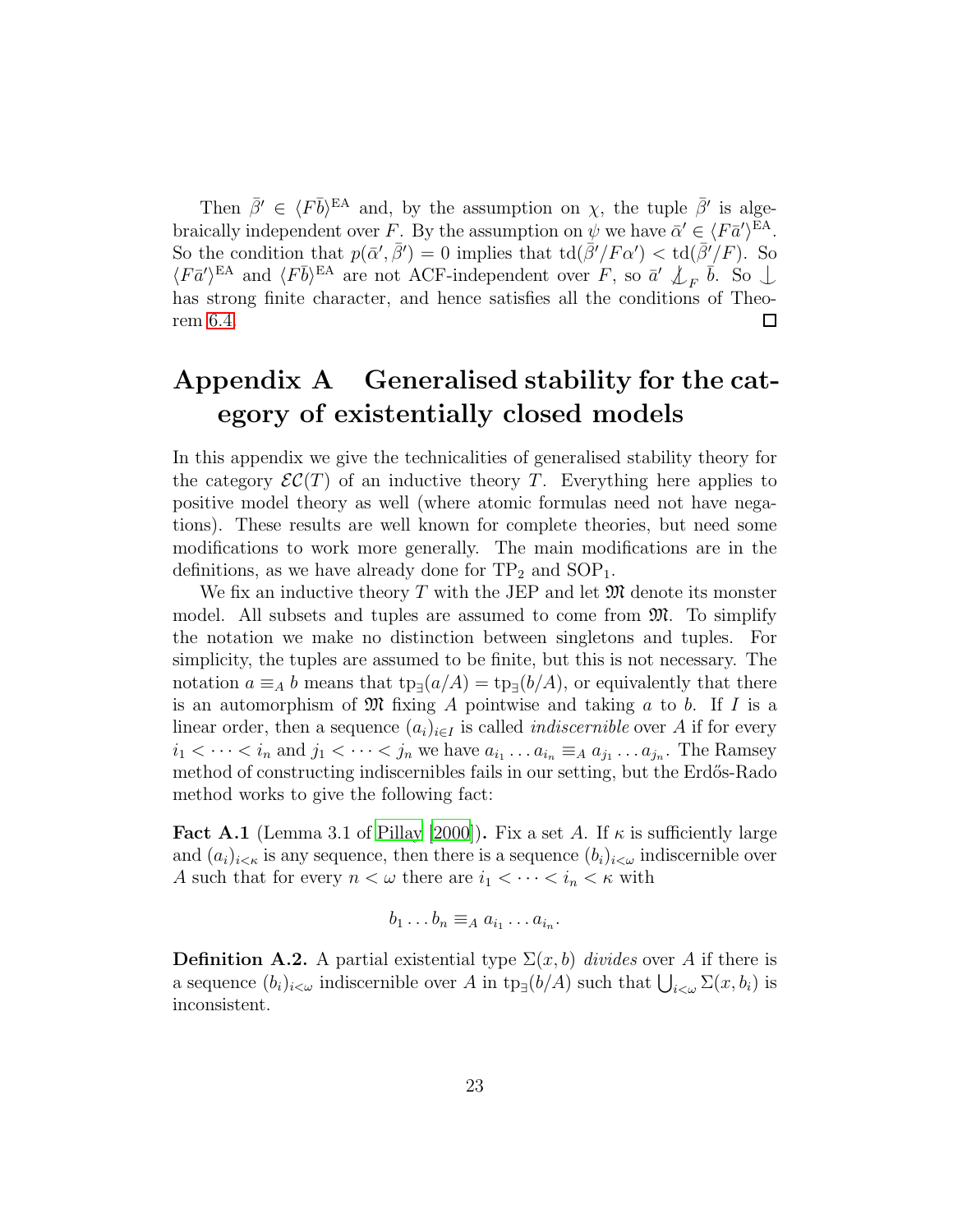Then $\bar{\beta}' \in \langle F\bar{b}\rangle^{\mathrm{EA}}$ and, by the assumption on $\chi$, the tuple $\bar{\beta}'$ is algebraically independent over $F$. By the assumption on $\psi$ we have $\bar{\alpha}' \in \langle F\bar{a}'\rangle^{\mathrm{EA}}$. So the condition that $p(\bar{\alpha}', \bar{\beta}') = 0$ implies that $\mathrm{td}(\bar{\beta}'/F\alpha') < \mathrm{td}(\bar{\beta}'/F)$. So $\langle F\bar{a}'\rangle^{\mathrm{EA}}$ and $\langle F\bar{b}\rangle^{\mathrm{EA}}$ are not ACF-independent over $F$, so $\bar{a}' \not\mathop{\smile\hskip-0.9em\raise0.7ex\hbox{$|$}}_F \bar{b}$. So $\mathop{\smile\hskip-0.9em\raise0.7ex\hbox{$|$}}$ has strong finite character, and hence satisfies all the conditions of Theorem 6.4. $\square$

# Appendix A Generalised stability for the category of existentially closed models

In this appendix we give the technicalities of generalised stability theory for the category $\mathcal{EC}(T)$ of an inductive theory $T$. Everything here applies to positive model theory as well (where atomic formulas need not have negations). These results are well known for complete theories, but need some modifications to work more generally. The main modifications are in the definitions, as we have already done for $\mathrm{TP}_2$ and $\mathrm{SOP}_1$.

We fix an inductive theory $T$ with the JEP and let $\mathfrak{M}$ denote its monster model. All subsets and tuples are assumed to come from $\mathfrak{M}$. To simplify the notation we make no distinction between singletons and tuples. For simplicity, the tuples are assumed to be finite, but this is not necessary. The notation $a \equiv_A b$ means that $\mathrm{tp}_\exists(a/A) = \mathrm{tp}_\exists(b/A)$, or equivalently that there is an automorphism of $\mathfrak{M}$ fixing $A$ pointwise and taking $a$ to $b$. If $I$ is a linear order, then a sequence $(a_i)_{i \in I}$ is called *indiscernible* over $A$ if for every $i_1 < \cdots < i_n$ and $j_1 < \cdots < j_n$ we have $a_{i_1} \ldots a_{i_n} \equiv_A a_{j_1} \ldots a_{j_n}$. The Ramsey method of constructing indiscernibles fails in our setting, but the Erdős-Rado method works to give the following fact:

**Fact A.1** (Lemma 3.1 of Pillay [2000]). Fix a set $A$. If $\kappa$ is sufficiently large and $(a_i)_{i<\kappa}$ is any sequence, then there is a sequence $(b_i)_{i<\omega}$ indiscernible over $A$ such that for every $n < \omega$ there are $i_1 < \cdots < i_n < \kappa$ with

$$b_1 \ldots b_n \equiv_A a_{i_1} \ldots a_{i_n}.$$

**Definition A.2.** A partial existential type $\Sigma(x, b)$ *divides* over $A$ if there is a sequence $(b_i)_{i<\omega}$ indiscernible over $A$ in $\mathrm{tp}_\exists(b/A)$ such that $\bigcup_{i<\omega} \Sigma(x, b_i)$ is inconsistent.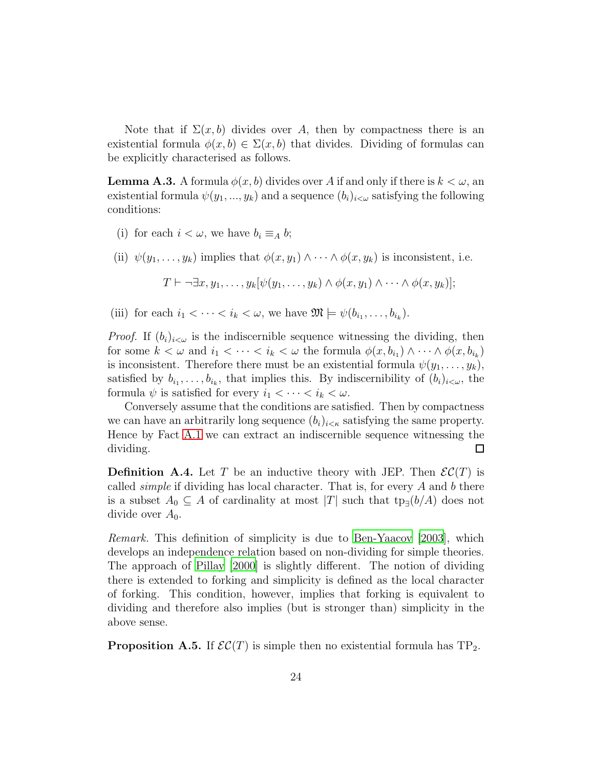Note that if $\Sigma(x, b)$ divides over $A$, then by compactness there is an existential formula $\phi(x, b) \in \Sigma(x, b)$ that divides. Dividing of formulas can be explicitly characterised as follows.

**Lemma A.3.** A formula $\phi(x, b)$ divides over $A$ if and only if there is $k < \omega$, an existential formula $\psi(y_1, ..., y_k)$ and a sequence $(b_i)_{i<\omega}$ satisfying the following conditions:

(i) for each $i < \omega$, we have $b_i \equiv_A b$;

(ii) $\psi(y_1, \dots, y_k)$ implies that $\phi(x, y_1) \wedge \cdots \wedge \phi(x, y_k)$ is inconsistent, i.e.

$$T \vdash \neg \exists x, y_1, \dots, y_k [\psi(y_1, \dots, y_k) \wedge \phi(x, y_1) \wedge \cdots \wedge \phi(x, y_k)];$$

(iii) for each $i_1 < \cdots < i_k < \omega$, we have $\mathfrak{M} \models \psi(b_{i_1}, \dots, b_{i_k})$.

*Proof.* If $(b_i)_{i<\omega}$ is the indiscernible sequence witnessing the dividing, then for some $k < \omega$ and $i_1 < \cdots < i_k < \omega$ the formula $\phi(x, b_{i_1}) \wedge \cdots \wedge \phi(x, b_{i_k})$ is inconsistent. Therefore there must be an existential formula $\psi(y_1, \dots, y_k)$, satisfied by $b_{i_1}, \dots, b_{i_k}$, that implies this. By indiscernibility of $(b_i)_{i<\omega}$, the formula $\psi$ is satisfied for every $i_1 < \cdots < i_k < \omega$.

Conversely assume that the conditions are satisfied. Then by compactness we can have an arbitrarily long sequence $(b_i)_{i<\kappa}$ satisfying the same property. Hence by Fact A.1 we can extract an indiscernible sequence witnessing the dividing. $\square$

**Definition A.4.** Let $T$ be an inductive theory with JEP. Then $\mathcal{EC}(T)$ is called *simple* if dividing has local character. That is, for every $A$ and $b$ there is a subset $A_0 \subseteq A$ of cardinality at most $|T|$ such that $\text{tp}_\exists(b/A)$ does not divide over $A_0$.

*Remark.* This definition of simplicity is due to Ben-Yaacov [2003], which develops an independence relation based on non-dividing for simple theories. The approach of Pillay [2000] is slightly different. The notion of dividing there is extended to forking and simplicity is defined as the local character of forking. This condition, however, implies that forking is equivalent to dividing and therefore also implies (but is stronger than) simplicity in the above sense.

**Proposition A.5.** If $\mathcal{EC}(T)$ is simple then no existential formula has $\text{TP}_2$.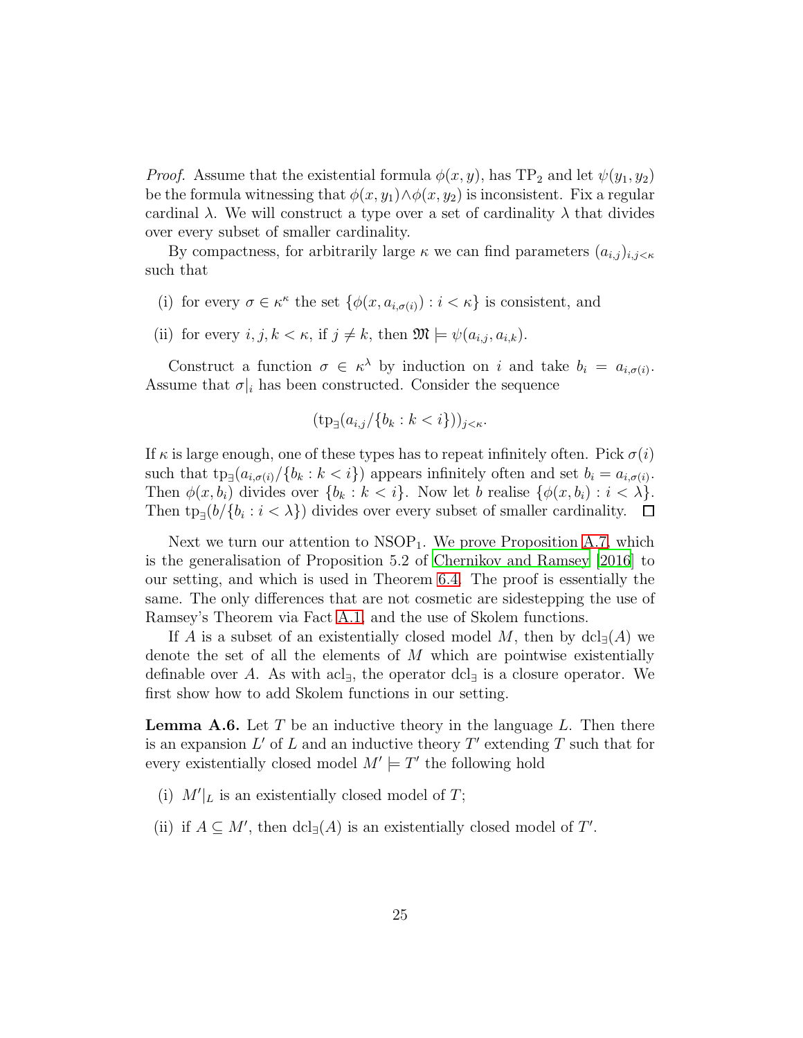*Proof.* Assume that the existential formula $\phi(x, y)$, has $\mathrm{TP}_2$ and let $\psi(y_1, y_2)$ be the formula witnessing that $\phi(x, y_1) \wedge \phi(x, y_2)$ is inconsistent. Fix a regular cardinal $\lambda$. We will construct a type over a set of cardinality $\lambda$ that divides over every subset of smaller cardinality.

By compactness, for arbitrarily large $\kappa$ we can find parameters $(a_{i,j})_{i,j<\kappa}$ such that

(i) for every $\sigma \in \kappa^\kappa$ the set $\{\phi(x, a_{i,\sigma(i)}) : i < \kappa\}$ is consistent, and

(ii) for every $i, j, k < \kappa$, if $j \neq k$, then $\mathfrak{M} \models \psi(a_{i,j}, a_{i,k})$.

Construct a function $\sigma \in \kappa^\lambda$ by induction on $i$ and take $b_i = a_{i,\sigma(i)}$. Assume that $\sigma|_i$ has been constructed. Consider the sequence

$$(\mathrm{tp}_\exists(a_{i,j}/\{b_k : k < i\}))_{j<\kappa}.$$

If $\kappa$ is large enough, one of these types has to repeat infinitely often. Pick $\sigma(i)$ such that $\mathrm{tp}_\exists(a_{i,\sigma(i)}/\{b_k : k < i\})$ appears infinitely often and set $b_i = a_{i,\sigma(i)}$. Then $\phi(x, b_i)$ divides over $\{b_k : k < i\}$. Now let $b$ realise $\{\phi(x, b_i) : i < \lambda\}$. Then $\mathrm{tp}_\exists(b/\{b_i : i < \lambda\})$ divides over every subset of smaller cardinality. $\square$

Next we turn our attention to $\mathrm{NSOP}_1$. We prove Proposition A.7, which is the generalisation of Proposition 5.2 of Chernikov and Ramsey [2016] to our setting, and which is used in Theorem 6.4. The proof is essentially the same. The only differences that are not cosmetic are sidestepping the use of Ramsey's Theorem via Fact A.1, and the use of Skolem functions.

If $A$ is a subset of an existentially closed model $M$, then by $\mathrm{dcl}_\exists(A)$ we denote the set of all the elements of $M$ which are pointwise existentially definable over $A$. As with $\mathrm{acl}_\exists$, the operator $\mathrm{dcl}_\exists$ is a closure operator. We first show how to add Skolem functions in our setting.

**Lemma A.6.** Let $T$ be an inductive theory in the language $L$. Then there is an expansion $L'$ of $L$ and an inductive theory $T'$ extending $T$ such that for every existentially closed model $M' \models T'$ the following hold

(i) $M'|_L$ is an existentially closed model of $T$;

(ii) if $A \subseteq M'$, then $\mathrm{dcl}_\exists(A)$ is an existentially closed model of $T'$.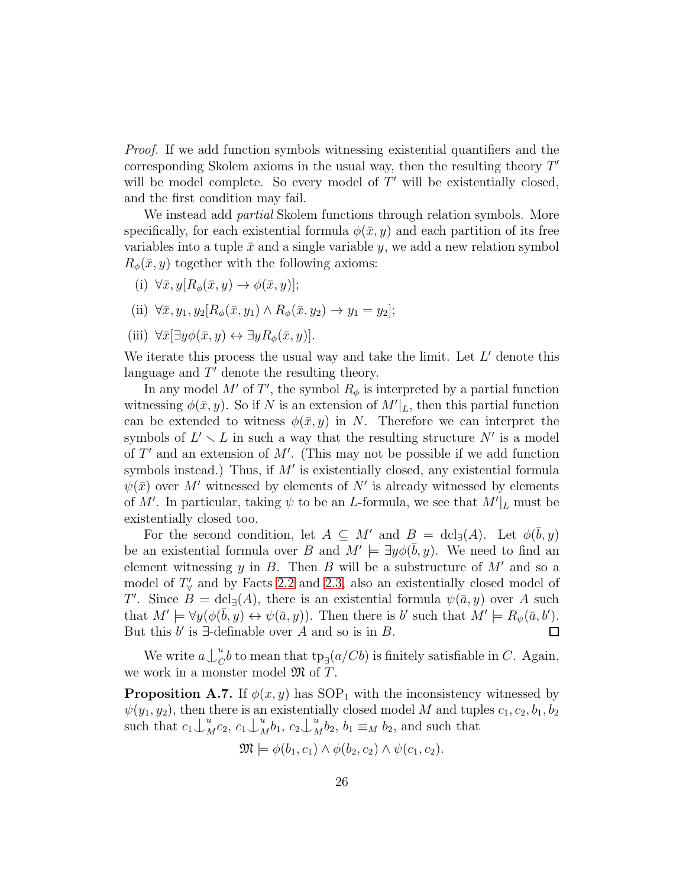*Proof.* If we add function symbols witnessing existential quantifiers and the corresponding Skolem axioms in the usual way, then the resulting theory $T'$ will be model complete. So every model of $T'$ will be existentially closed, and the first condition may fail.

We instead add *partial* Skolem functions through relation symbols. More specifically, for each existential formula $\phi(\bar{x}, y)$ and each partition of its free variables into a tuple $\bar{x}$ and a single variable $y$, we add a new relation symbol $R_\phi(\bar{x}, y)$ together with the following axioms:

(i) $\forall \bar{x}, y[R_\phi(\bar{x}, y) \rightarrow \phi(\bar{x}, y)]$;

(ii) $\forall \bar{x}, y_1, y_2[R_\phi(\bar{x}, y_1) \wedge R_\phi(\bar{x}, y_2) \rightarrow y_1 = y_2]$;

(iii) $\forall \bar{x}[\exists y \phi(\bar{x}, y) \leftrightarrow \exists y R_\phi(\bar{x}, y)]$.

We iterate this process the usual way and take the limit. Let $L'$ denote this language and $T'$ denote the resulting theory.

In any model $M'$ of $T'$, the symbol $R_\phi$ is interpreted by a partial function witnessing $\phi(\bar{x}, y)$. So if $N$ is an extension of $M'|_L$, then this partial function can be extended to witness $\phi(\bar{x}, y)$ in $N$. Therefore we can interpret the symbols of $L' \setminus L$ in such a way that the resulting structure $N'$ is a model of $T'$ and an extension of $M'$. (This may not be possible if we add function symbols instead.) Thus, if $M'$ is existentially closed, any existential formula $\psi(\bar{x})$ over $M'$ witnessed by elements of $N'$ is already witnessed by elements of $M'$. In particular, taking $\psi$ to be an $L$-formula, we see that $M'|_L$ must be existentially closed too.

For the second condition, let $A \subseteq M'$ and $B = \mathrm{dcl}_\exists(A)$. Let $\phi(\bar{b}, y)$ be an existential formula over $B$ and $M' \models \exists y \phi(\bar{b}, y)$. We need to find an element witnessing $y$ in $B$. Then $B$ will be a substructure of $M'$ and so a model of $T'_\forall$ and by Facts 2.2 and 2.3, also an existentially closed model of $T'$. Since $B = \mathrm{dcl}_\exists(A)$, there is an existential formula $\psi(\bar{a}, y)$ over $A$ such that $M' \models \forall y(\phi(\bar{b}, y) \leftrightarrow \psi(\bar{a}, y))$. Then there is $b'$ such that $M' \models R_\psi(\bar{a}, b')$. But this $b'$ is $\exists$-definable over $A$ and so is in $B$. $\square$

We write $a \mathop{\smile\!\!\!\!\!\!\;|}^u_C b$ to mean that $\mathrm{tp}_\exists(a/Cb)$ is finitely satisfiable in $C$. Again, we work in a monster model $\mathfrak{M}$ of $T$.

**Proposition A.7.** If $\phi(x, y)$ has $\mathrm{SOP}_1$ with the inconsistency witnessed by $\psi(y_1, y_2)$, then there is an existentially closed model $M$ and tuples $c_1, c_2, b_1, b_2$ such that $c_1 \mathop{\smile\!\!\!\!\!\!\;|}^u_M c_2$, $c_1 \mathop{\smile\!\!\!\!\!\!\;|}^u_M b_1$, $c_2 \mathop{\smile\!\!\!\!\!\!\;|}^u_M b_2$, $b_1 \equiv_M b_2$, and such that

$$\mathfrak{M} \models \phi(b_1, c_1) \wedge \phi(b_2, c_2) \wedge \psi(c_1, c_2).$$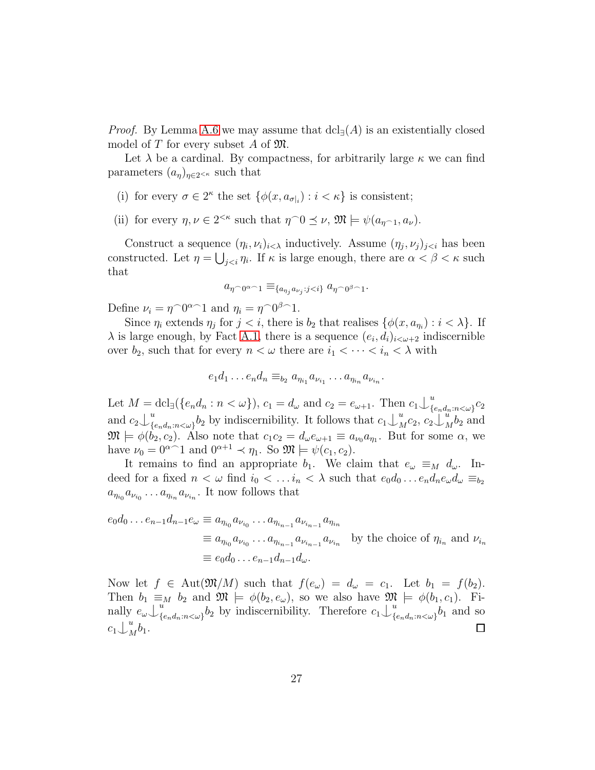*Proof.* By Lemma A.6 we may assume that $\mathrm{dcl}_\exists(A)$ is an existentially closed model of $T$ for every subset $A$ of $\mathfrak{M}$.

Let $\lambda$ be a cardinal. By compactness, for arbitrarily large $\kappa$ we can find parameters $(a_\eta)_{\eta\in 2^{<\kappa}}$ such that

(i) for every $\sigma \in 2^\kappa$ the set $\{\phi(x, a_{\sigma|_i}) : i < \kappa\}$ is consistent;

(ii) for every $\eta, \nu \in 2^{<\kappa}$ such that $\eta^\frown 0 \preceq \nu$, $\mathfrak{M} \models \psi(a_{\eta^\frown 1}, a_\nu)$.

Construct a sequence $(\eta_i, \nu_i)_{i<\lambda}$ inductively. Assume $(\eta_j, \nu_j)_{j<i}$ has been constructed. Let $\eta = \bigcup_{j<i} \eta_i$. If $\kappa$ is large enough, there are $\alpha < \beta < \kappa$ such that

$$a_{\eta^\frown 0^\alpha{}^\frown 1} \equiv_{\{a_{\eta_j} a_{\nu_j} : j<i\}} a_{\eta^\frown 0^\beta{}^\frown 1}.$$

Define $\nu_i = \eta^\frown 0^{\alpha\frown} 1$ and $\eta_i = \eta^\frown 0^{\beta\frown} 1$.

Since $\eta_i$ extends $\eta_j$ for $j < i$, there is $b_2$ that realises $\{\phi(x, a_{\eta_i}) : i < \lambda\}$. If $\lambda$ is large enough, by Fact A.1, there is a sequence $(e_i, d_i)_{i<\omega+2}$ indiscernible over $b_2$, such that for every $n < \omega$ there are $i_1 < \cdots < i_n < \lambda$ with

$$e_1 d_1 \ldots e_n d_n \equiv_{b_2} a_{\eta_{i_1}} a_{\nu_{i_1}} \ldots a_{\eta_{i_n}} a_{\nu_{i_n}}.$$

Let $M = \mathrm{dcl}_\exists(\{e_n d_n : n < \omega\})$, $c_1 = d_\omega$ and $c_2 = e_{\omega+1}$. Then $c_1 \mathop{\smile\!\!\!\!\!\!\mid}^u_{\{e_n d_n : n<\omega\}} c_2$ and $c_2 \mathop{\smile\!\!\!\!\!\!\mid}^u_{\{e_n d_n : n<\omega\}} b_2$ by indiscernibility. It follows that $c_1 \mathop{\smile\!\!\!\!\!\!\mid}^u_M c_2$, $c_2 \mathop{\smile\!\!\!\!\!\!\mid}^u_M b_2$ and $\mathfrak{M} \models \phi(b_2, c_2)$. Also note that $c_1 c_2 = d_\omega e_{\omega+1} \equiv a_{\nu_0} a_{\eta_1}$. But for some $\alpha$, we have $\nu_0 = 0^{\alpha\frown} 1$ and $0^{\alpha+1} \prec \eta_1$. So $\mathfrak{M} \models \psi(c_1, c_2)$.

It remains to find an appropriate $b_1$. We claim that $e_\omega \equiv_M d_\omega$. Indeed for a fixed $n < \omega$ find $i_0 < \ldots i_n < \lambda$ such that $e_0 d_0 \ldots e_n d_n e_\omega d_\omega \equiv_{b_2} a_{\eta_{i_0}} a_{\nu_{i_0}} \ldots a_{\eta_{i_n}} a_{\nu_{i_n}}$. It now follows that

$$\begin{aligned}
e_0 d_0 \ldots e_{n-1} d_{n-1} e_\omega &\equiv a_{\eta_{i_0}} a_{\nu_{i_0}} \ldots a_{\eta_{i_{n-1}}} a_{\nu_{i_{n-1}}} a_{\eta_{i_n}} \\
&\equiv a_{\eta_{i_0}} a_{\nu_{i_0}} \ldots a_{\eta_{i_{n-1}}} a_{\nu_{i_{n-1}}} a_{\nu_{i_n}} \quad \text{by the choice of } \eta_{i_n} \text{ and } \nu_{i_n} \\
&\equiv e_0 d_0 \ldots e_{n-1} d_{n-1} d_\omega.
\end{aligned}$$

Now let $f \in \mathrm{Aut}(\mathfrak{M}/M)$ such that $f(e_\omega) = d_\omega = c_1$. Let $b_1 = f(b_2)$. Then $b_1 \equiv_M b_2$ and $\mathfrak{M} \models \phi(b_2, e_\omega)$, so we also have $\mathfrak{M} \models \phi(b_1, c_1)$. Finally $e_\omega \mathop{\smile\!\!\!\!\!\!\mid}^u_{\{e_n d_n : n<\omega\}} b_2$ by indiscernibility. Therefore $c_1 \mathop{\smile\!\!\!\!\!\!\mid}^u_{\{e_n d_n : n<\omega\}} b_1$ and so $c_1 \mathop{\smile\!\!\!\!\!\!\mid}^u_M b_1$. $\square$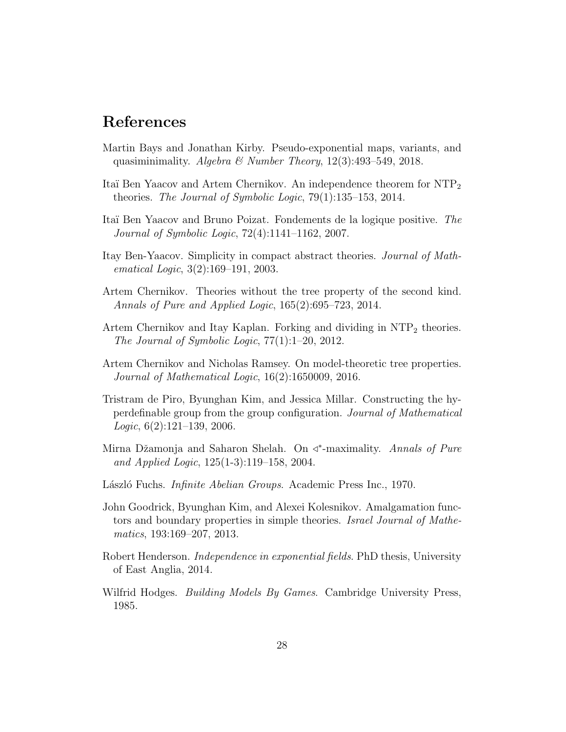# References

Martin Bays and Jonathan Kirby. Pseudo-exponential maps, variants, and quasiminimality. *Algebra & Number Theory*, 12(3):493–549, 2018.

Itaï Ben Yaacov and Artem Chernikov. An independence theorem for $\text{NTP}_2$ theories. *The Journal of Symbolic Logic*, 79(1):135–153, 2014.

Itaï Ben Yaacov and Bruno Poizat. Fondements de la logique positive. *The Journal of Symbolic Logic*, 72(4):1141–1162, 2007.

Itay Ben-Yaacov. Simplicity in compact abstract theories. *Journal of Mathematical Logic*, 3(2):169–191, 2003.

Artem Chernikov. Theories without the tree property of the second kind. *Annals of Pure and Applied Logic*, 165(2):695–723, 2014.

Artem Chernikov and Itay Kaplan. Forking and dividing in $\text{NTP}_2$ theories. *The Journal of Symbolic Logic*, 77(1):1–20, 2012.

Artem Chernikov and Nicholas Ramsey. On model-theoretic tree properties. *Journal of Mathematical Logic*, 16(2):1650009, 2016.

Tristram de Piro, Byunghan Kim, and Jessica Millar. Constructing the hyperdefinable group from the group configuration. *Journal of Mathematical Logic*, 6(2):121–139, 2006.

Mirna Džamonja and Saharon Shelah. On $\triangleleft^*$-maximality. *Annals of Pure and Applied Logic*, 125(1-3):119–158, 2004.

László Fuchs. *Infinite Abelian Groups*. Academic Press Inc., 1970.

John Goodrick, Byunghan Kim, and Alexei Kolesnikov. Amalgamation functors and boundary properties in simple theories. *Israel Journal of Mathematics*, 193:169–207, 2013.

Robert Henderson. *Independence in exponential fields*. PhD thesis, University of East Anglia, 2014.

Wilfrid Hodges. *Building Models By Games*. Cambridge University Press, 1985.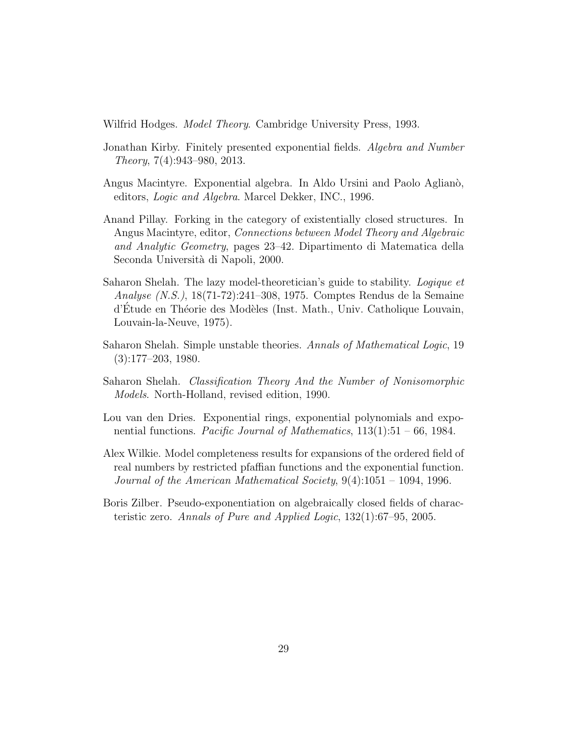Wilfrid Hodges. *Model Theory*. Cambridge University Press, 1993.

Jonathan Kirby. Finitely presented exponential fields. *Algebra and Number Theory*, 7(4):943–980, 2013.

Angus Macintyre. Exponential algebra. In Aldo Ursini and Paolo Aglianò, editors, *Logic and Algebra*. Marcel Dekker, INC., 1996.

Anand Pillay. Forking in the category of existentially closed structures. In Angus Macintyre, editor, *Connections between Model Theory and Algebraic and Analytic Geometry*, pages 23–42. Dipartimento di Matematica della Seconda Università di Napoli, 2000.

Saharon Shelah. The lazy model-theoretician's guide to stability. *Logique et Analyse (N.S.)*, 18(71-72):241–308, 1975. Comptes Rendus de la Semaine d'Étude en Théorie des Modèles (Inst. Math., Univ. Catholique Louvain, Louvain-la-Neuve, 1975).

Saharon Shelah. Simple unstable theories. *Annals of Mathematical Logic*, 19 (3):177–203, 1980.

Saharon Shelah. *Classification Theory And the Number of Nonisomorphic Models*. North-Holland, revised edition, 1990.

Lou van den Dries. Exponential rings, exponential polynomials and exponential functions. *Pacific Journal of Mathematics*, 113(1):51 – 66, 1984.

Alex Wilkie. Model completeness results for expansions of the ordered field of real numbers by restricted pfaffian functions and the exponential function. *Journal of the American Mathematical Society*, 9(4):1051 – 1094, 1996.

Boris Zilber. Pseudo-exponentiation on algebraically closed fields of characteristic zero. *Annals of Pure and Applied Logic*, 132(1):67–95, 2005.